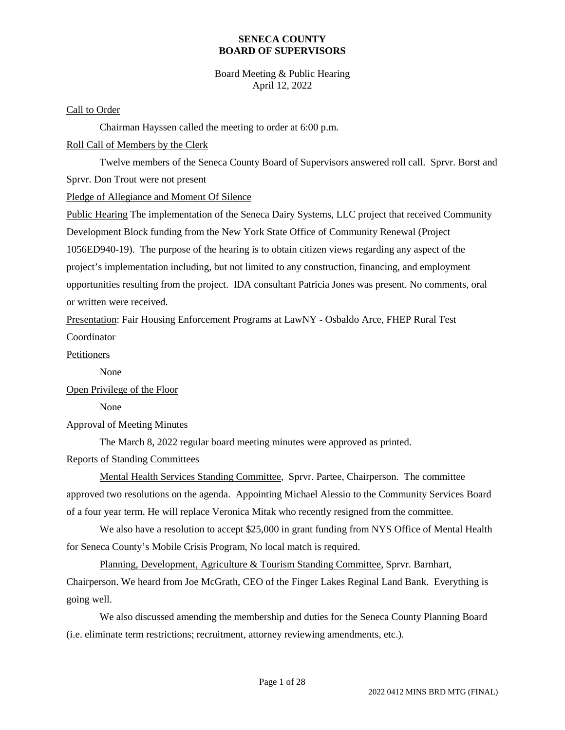**SENECA COUNTY**
**BOARD OF SUPERVISORS**

Board Meeting & Public Hearing
April 12, 2022

Call to Order

Chairman Hayssen called the meeting to order at 6:00 p.m.

Roll Call of Members by the Clerk

Twelve members of the Seneca County Board of Supervisors answered roll call. Sprvr. Borst and Sprvr. Don Trout were not present

Pledge of Allegiance and Moment Of Silence

Public Hearing The implementation of the Seneca Dairy Systems, LLC project that received Community Development Block funding from the New York State Office of Community Renewal (Project 1056ED940-19). The purpose of the hearing is to obtain citizen views regarding any aspect of the project's implementation including, but not limited to any construction, financing, and employment opportunities resulting from the project. IDA consultant Patricia Jones was present. No comments, oral or written were received.

Presentation: Fair Housing Enforcement Programs at LawNY - Osbaldo Arce, FHEP Rural Test Coordinator

Petitioners

None

Open Privilege of the Floor

None

Approval of Meeting Minutes

The March 8, 2022 regular board meeting minutes were approved as printed.

Reports of Standing Committees

Mental Health Services Standing Committee, Sprvr. Partee, Chairperson. The committee approved two resolutions on the agenda. Appointing Michael Alessio to the Community Services Board of a four year term. He will replace Veronica Mitak who recently resigned from the committee.

We also have a resolution to accept $25,000 in grant funding from NYS Office of Mental Health for Seneca County's Mobile Crisis Program, No local match is required.

Planning, Development, Agriculture & Tourism Standing Committee, Sprvr. Barnhart, Chairperson. We heard from Joe McGrath, CEO of the Finger Lakes Reginal Land Bank. Everything is going well.

We also discussed amending the membership and duties for the Seneca County Planning Board (i.e. eliminate term restrictions; recruitment, attorney reviewing amendments, etc.).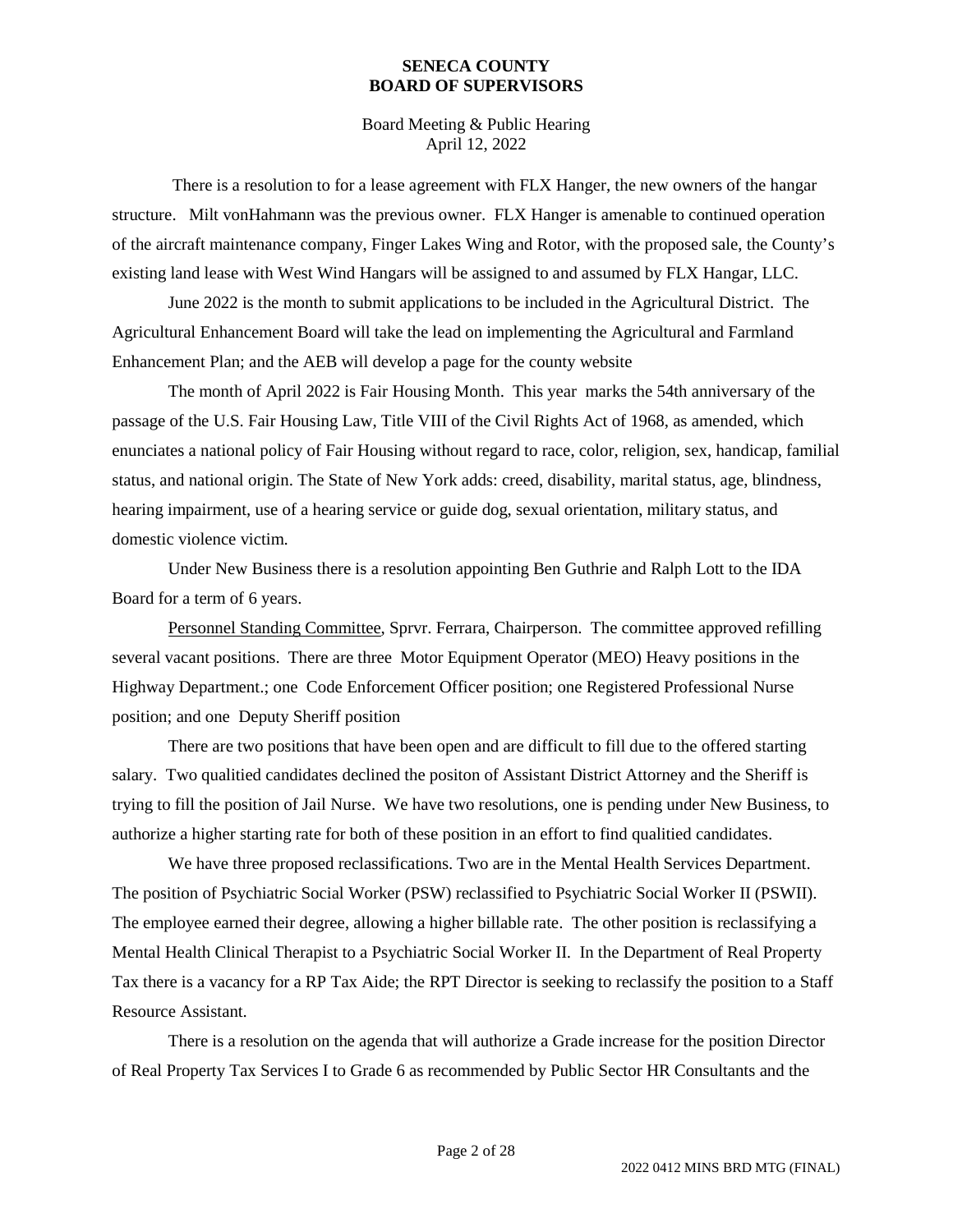**SENECA COUNTY**
**BOARD OF SUPERVISORS**

Board Meeting & Public Hearing
April 12, 2022

There is a resolution to for a lease agreement with FLX Hanger, the new owners of the hangar structure. Milt vonHahmann was the previous owner. FLX Hanger is amenable to continued operation of the aircraft maintenance company, Finger Lakes Wing and Rotor, with the proposed sale, the County's existing land lease with West Wind Hangars will be assigned to and assumed by FLX Hangar, LLC.

June 2022 is the month to submit applications to be included in the Agricultural District. The Agricultural Enhancement Board will take the lead on implementing the Agricultural and Farmland Enhancement Plan; and the AEB will develop a page for the county website

The month of April 2022 is Fair Housing Month. This year marks the 54th anniversary of the passage of the U.S. Fair Housing Law, Title VIII of the Civil Rights Act of 1968, as amended, which enunciates a national policy of Fair Housing without regard to race, color, religion, sex, handicap, familial status, and national origin. The State of New York adds: creed, disability, marital status, age, blindness, hearing impairment, use of a hearing service or guide dog, sexual orientation, military status, and domestic violence victim.

Under New Business there is a resolution appointing Ben Guthrie and Ralph Lott to the IDA Board for a term of 6 years.

<u>Personnel Standing Committee</u>, Sprvr. Ferrara, Chairperson. The committee approved refilling several vacant positions. There are three Motor Equipment Operator (MEO) Heavy positions in the Highway Department.; one Code Enforcement Officer position; one Registered Professional Nurse position; and one Deputy Sheriff position

There are two positions that have been open and are difficult to fill due to the offered starting salary. Two qualitied candidates declined the positon of Assistant District Attorney and the Sheriff is trying to fill the position of Jail Nurse. We have two resolutions, one is pending under New Business, to authorize a higher starting rate for both of these position in an effort to find qualitied candidates.

We have three proposed reclassifications. Two are in the Mental Health Services Department. The position of Psychiatric Social Worker (PSW) reclassified to Psychiatric Social Worker II (PSWII). The employee earned their degree, allowing a higher billable rate. The other position is reclassifying a Mental Health Clinical Therapist to a Psychiatric Social Worker II. In the Department of Real Property Tax there is a vacancy for a RP Tax Aide; the RPT Director is seeking to reclassify the position to a Staff Resource Assistant.

There is a resolution on the agenda that will authorize a Grade increase for the position Director of Real Property Tax Services I to Grade 6 as recommended by Public Sector HR Consultants and the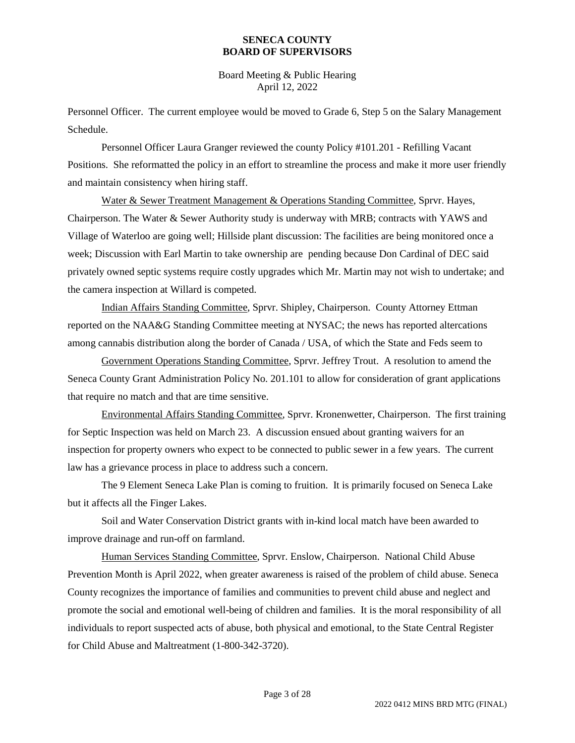Personnel Officer. The current employee would be moved to Grade 6, Step 5 on the Salary Management Schedule.

Personnel Officer Laura Granger reviewed the county Policy #101.201 - Refilling Vacant Positions. She reformatted the policy in an effort to streamline the process and make it more user friendly and maintain consistency when hiring staff.

<u>Water & Sewer Treatment Management & Operations Standing Committee</u>, Sprvr. Hayes, Chairperson. The Water & Sewer Authority study is underway with MRB; contracts with YAWS and Village of Waterloo are going well; Hillside plant discussion: The facilities are being monitored once a week; Discussion with Earl Martin to take ownership are pending because Don Cardinal of DEC said privately owned septic systems require costly upgrades which Mr. Martin may not wish to undertake; and the camera inspection at Willard is competed.

<u>Indian Affairs Standing Committee</u>, Sprvr. Shipley, Chairperson. County Attorney Ettman reported on the NAA&G Standing Committee meeting at NYSAC; the news has reported altercations among cannabis distribution along the border of Canada / USA, of which the State and Feds seem to

<u>Government Operations Standing Committee</u>, Sprvr. Jeffrey Trout. A resolution to amend the Seneca County Grant Administration Policy No. 201.101 to allow for consideration of grant applications that require no match and that are time sensitive.

<u>Environmental Affairs Standing Committee</u>, Sprvr. Kronenwetter, Chairperson. The first training for Septic Inspection was held on March 23. A discussion ensued about granting waivers for an inspection for property owners who expect to be connected to public sewer in a few years. The current law has a grievance process in place to address such a concern.

The 9 Element Seneca Lake Plan is coming to fruition. It is primarily focused on Seneca Lake but it affects all the Finger Lakes.

Soil and Water Conservation District grants with in-kind local match have been awarded to improve drainage and run-off on farmland.

<u>Human Services Standing Committee</u>, Sprvr. Enslow, Chairperson. National Child Abuse Prevention Month is April 2022, when greater awareness is raised of the problem of child abuse. Seneca County recognizes the importance of families and communities to prevent child abuse and neglect and promote the social and emotional well-being of children and families. It is the moral responsibility of all individuals to report suspected acts of abuse, both physical and emotional, to the State Central Register for Child Abuse and Maltreatment (1-800-342-3720).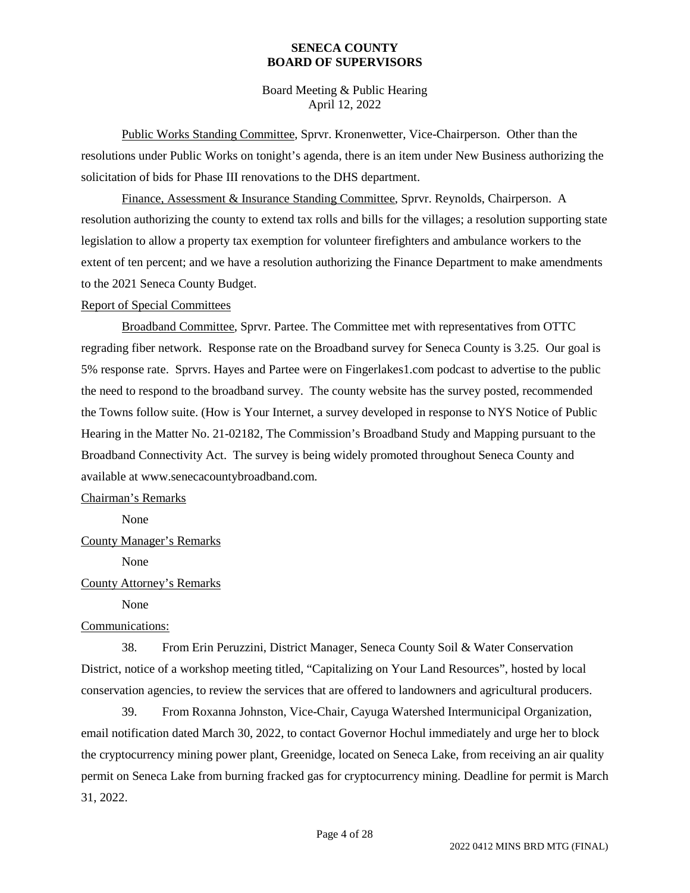Public Works Standing Committee, Sprvr. Kronenwetter, Vice-Chairperson. Other than the resolutions under Public Works on tonight's agenda, there is an item under New Business authorizing the solicitation of bids for Phase III renovations to the DHS department.

Finance, Assessment & Insurance Standing Committee, Sprvr. Reynolds, Chairperson. A resolution authorizing the county to extend tax rolls and bills for the villages; a resolution supporting state legislation to allow a property tax exemption for volunteer firefighters and ambulance workers to the extent of ten percent; and we have a resolution authorizing the Finance Department to make amendments to the 2021 Seneca County Budget.

Report of Special Committees

Broadband Committee, Sprvr. Partee. The Committee met with representatives from OTTC regrading fiber network. Response rate on the Broadband survey for Seneca County is 3.25. Our goal is 5% response rate. Sprvrs. Hayes and Partee were on Fingerlakes1.com podcast to advertise to the public the need to respond to the broadband survey. The county website has the survey posted, recommended the Towns follow suite. (How is Your Internet, a survey developed in response to NYS Notice of Public Hearing in the Matter No. 21-02182, The Commission's Broadband Study and Mapping pursuant to the Broadband Connectivity Act. The survey is being widely promoted throughout Seneca County and available at www.senecacountybroadband.com.

Chairman's Remarks

None

County Manager's Remarks

None

County Attorney's Remarks

None

Communications:

38. From Erin Peruzzini, District Manager, Seneca County Soil & Water Conservation District, notice of a workshop meeting titled, "Capitalizing on Your Land Resources", hosted by local conservation agencies, to review the services that are offered to landowners and agricultural producers.

39. From Roxanna Johnston, Vice-Chair, Cayuga Watershed Intermunicipal Organization, email notification dated March 30, 2022, to contact Governor Hochul immediately and urge her to block the cryptocurrency mining power plant, Greenidge, located on Seneca Lake, from receiving an air quality permit on Seneca Lake from burning fracked gas for cryptocurrency mining. Deadline for permit is March 31, 2022.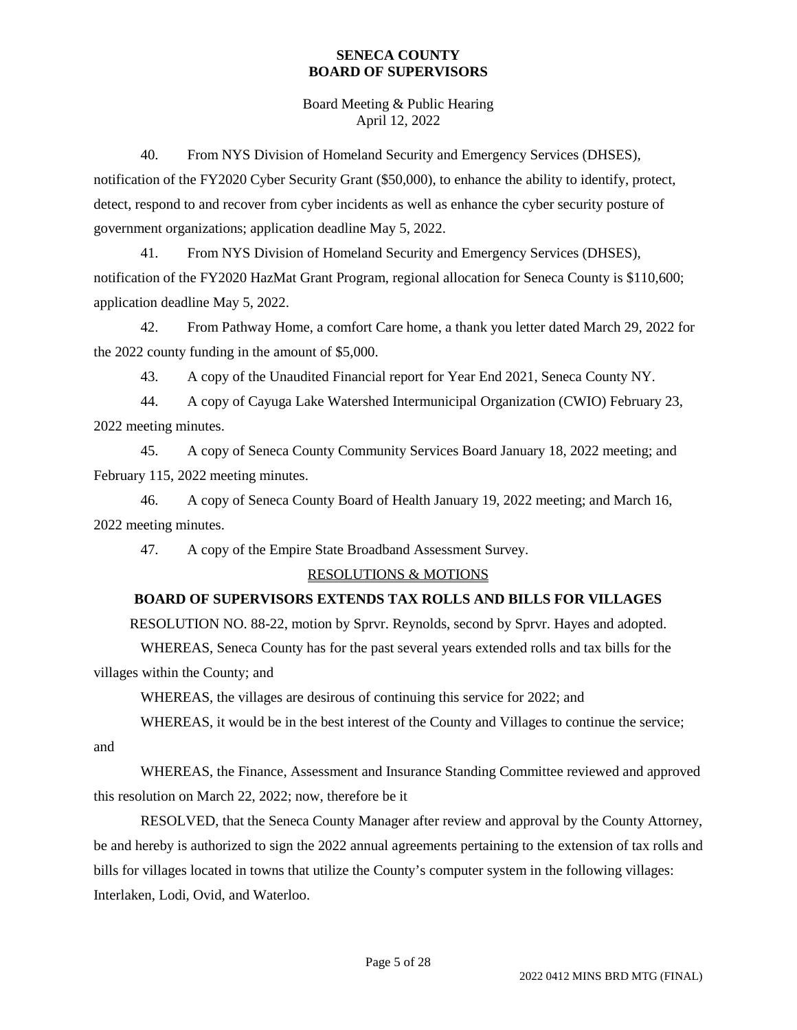40. From NYS Division of Homeland Security and Emergency Services (DHSES), notification of the FY2020 Cyber Security Grant ($50,000), to enhance the ability to identify, protect, detect, respond to and recover from cyber incidents as well as enhance the cyber security posture of government organizations; application deadline May 5, 2022.

41. From NYS Division of Homeland Security and Emergency Services (DHSES), notification of the FY2020 HazMat Grant Program, regional allocation for Seneca County is $110,600; application deadline May 5, 2022.

42. From Pathway Home, a comfort Care home, a thank you letter dated March 29, 2022 for the 2022 county funding in the amount of $5,000.

43. A copy of the Unaudited Financial report for Year End 2021, Seneca County NY.

44. A copy of Cayuga Lake Watershed Intermunicipal Organization (CWIO) February 23, 2022 meeting minutes.

45. A copy of Seneca County Community Services Board January 18, 2022 meeting; and February 115, 2022 meeting minutes.

46. A copy of Seneca County Board of Health January 19, 2022 meeting; and March 16, 2022 meeting minutes.

47. A copy of the Empire State Broadband Assessment Survey.

## RESOLUTIONS & MOTIONS

### BOARD OF SUPERVISORS EXTENDS TAX ROLLS AND BILLS FOR VILLAGES

RESOLUTION NO. 88-22, motion by Sprvr. Reynolds, second by Sprvr. Hayes and adopted.

WHEREAS, Seneca County has for the past several years extended rolls and tax bills for the villages within the County; and

WHEREAS, the villages are desirous of continuing this service for 2022; and

WHEREAS, it would be in the best interest of the County and Villages to continue the service; and

WHEREAS, the Finance, Assessment and Insurance Standing Committee reviewed and approved this resolution on March 22, 2022; now, therefore be it

RESOLVED, that the Seneca County Manager after review and approval by the County Attorney, be and hereby is authorized to sign the 2022 annual agreements pertaining to the extension of tax rolls and bills for villages located in towns that utilize the County's computer system in the following villages: Interlaken, Lodi, Ovid, and Waterloo.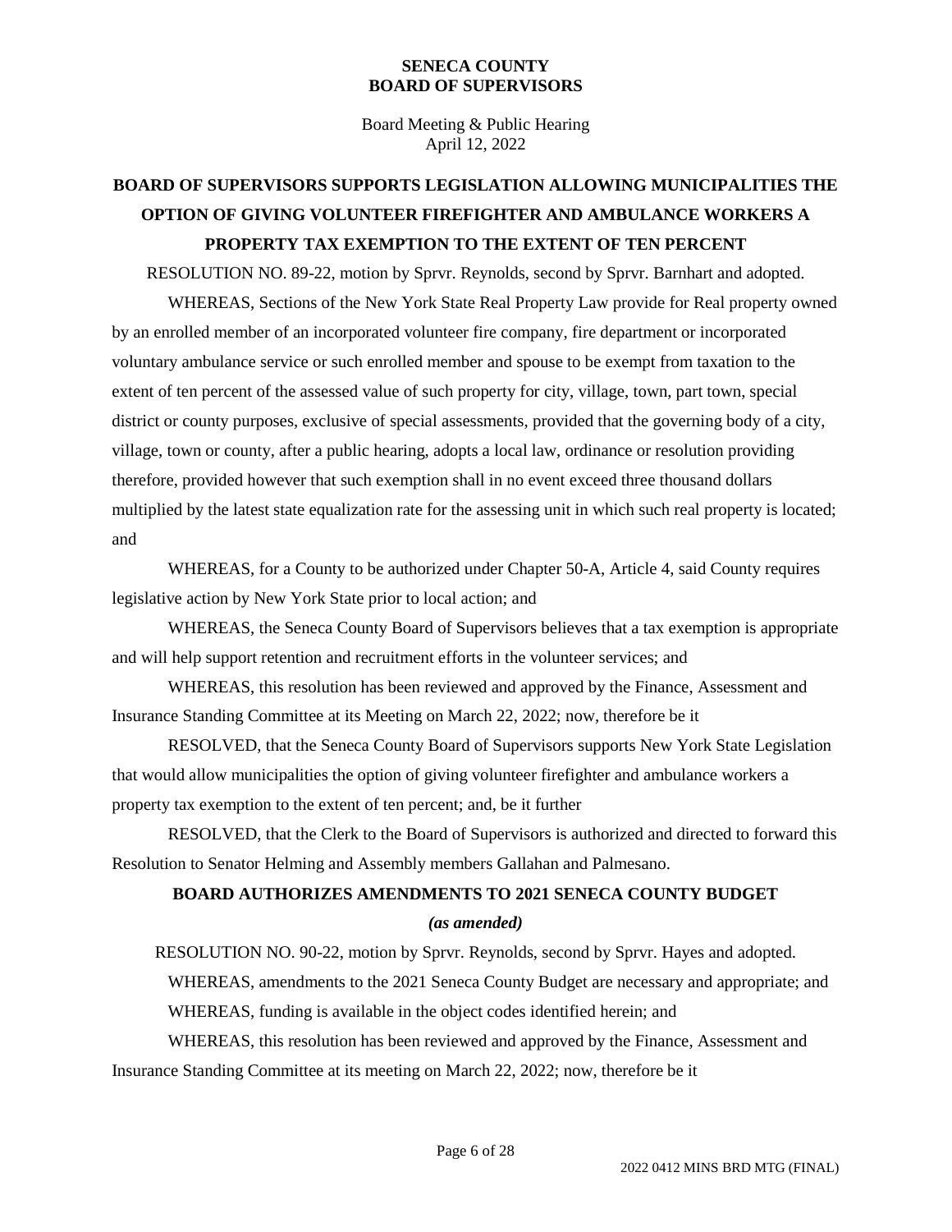**SENECA COUNTY**
**BOARD OF SUPERVISORS**

Board Meeting & Public Hearing
April 12, 2022

## BOARD OF SUPERVISORS SUPPORTS LEGISLATION ALLOWING MUNICIPALITIES THE OPTION OF GIVING VOLUNTEER FIREFIGHTER AND AMBULANCE WORKERS A PROPERTY TAX EXEMPTION TO THE EXTENT OF TEN PERCENT

RESOLUTION NO. 89-22, motion by Sprvr. Reynolds, second by Sprvr. Barnhart and adopted.

WHEREAS, Sections of the New York State Real Property Law provide for Real property owned by an enrolled member of an incorporated volunteer fire company, fire department or incorporated voluntary ambulance service or such enrolled member and spouse to be exempt from taxation to the extent of ten percent of the assessed value of such property for city, village, town, part town, special district or county purposes, exclusive of special assessments, provided that the governing body of a city, village, town or county, after a public hearing, adopts a local law, ordinance or resolution providing therefore, provided however that such exemption shall in no event exceed three thousand dollars multiplied by the latest state equalization rate for the assessing unit in which such real property is located; and

WHEREAS, for a County to be authorized under Chapter 50-A, Article 4, said County requires legislative action by New York State prior to local action; and

WHEREAS, the Seneca County Board of Supervisors believes that a tax exemption is appropriate and will help support retention and recruitment efforts in the volunteer services; and

WHEREAS, this resolution has been reviewed and approved by the Finance, Assessment and Insurance Standing Committee at its Meeting on March 22, 2022; now, therefore be it

RESOLVED, that the Seneca County Board of Supervisors supports New York State Legislation that would allow municipalities the option of giving volunteer firefighter and ambulance workers a property tax exemption to the extent of ten percent; and, be it further

RESOLVED, that the Clerk to the Board of Supervisors is authorized and directed to forward this Resolution to Senator Helming and Assembly members Gallahan and Palmesano.

## BOARD AUTHORIZES AMENDMENTS TO 2021 SENECA COUNTY BUDGET

***(as amended)***

RESOLUTION NO. 90-22, motion by Sprvr. Reynolds, second by Sprvr. Hayes and adopted.

WHEREAS, amendments to the 2021 Seneca County Budget are necessary and appropriate; and

WHEREAS, funding is available in the object codes identified herein; and

WHEREAS, this resolution has been reviewed and approved by the Finance, Assessment and Insurance Standing Committee at its meeting on March 22, 2022; now, therefore be it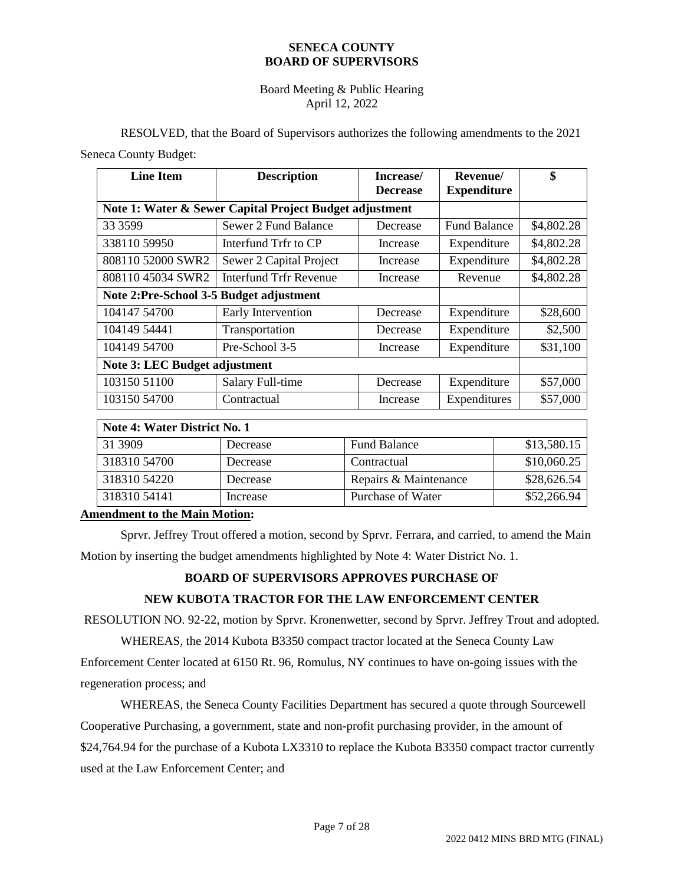RESOLVED, that the Board of Supervisors authorizes the following amendments to the 2021 Seneca County Budget:

| Line Item | Description | Increase/ Decrease | Revenue/ Expenditure | $ |
|---|---|---|---|---|
| **Note 1: Water & Sewer Capital Project Budget adjustment** | | | | |
| 33 3599 | Sewer 2 Fund Balance | Decrease | Fund Balance | $4,802.28 |
| 338110 59950 | Interfund Trfr to CP | Increase | Expenditure | $4,802.28 |
| 808110 52000 SWR2 | Sewer 2 Capital Project | Increase | Expenditure | $4,802.28 |
| 808110 45034 SWR2 | Interfund Trfr Revenue | Increase | Revenue | $4,802.28 |
| **Note 2:Pre-School 3-5 Budget adjustment** | | | | |
| 104147 54700 | Early Intervention | Decrease | Expenditure | $28,600 |
| 104149 54441 | Transportation | Decrease | Expenditure | $2,500 |
| 104149 54700 | Pre-School 3-5 | Increase | Expenditure | $31,100 |
| **Note 3: LEC Budget adjustment** | | | | |
| 103150 51100 | Salary Full-time | Decrease | Expenditure | $57,000 |
| 103150 54700 | Contractual | Increase | Expenditures | $57,000 |

| **Note 4: Water District No. 1** | | | |
|---|---|---|---|
| 31 3909 | Decrease | Fund Balance | $13,580.15 |
| 318310 54700 | Decrease | Contractual | $10,060.25 |
| 318310 54220 | Decrease | Repairs & Maintenance | $28,626.54 |
| 318310 54141 | Increase | Purchase of Water | $52,266.94 |

**Amendment to the Main Motion:**

Sprvr. Jeffrey Trout offered a motion, second by Sprvr. Ferrara, and carried, to amend the Main Motion by inserting the budget amendments highlighted by Note 4: Water District No. 1.

## BOARD OF SUPERVISORS APPROVES PURCHASE OF NEW KUBOTA TRACTOR FOR THE LAW ENFORCEMENT CENTER

RESOLUTION NO. 92-22, motion by Sprvr. Kronenwetter, second by Sprvr. Jeffrey Trout and adopted.

WHEREAS, the 2014 Kubota B3350 compact tractor located at the Seneca County Law Enforcement Center located at 6150 Rt. 96, Romulus, NY continues to have on-going issues with the regeneration process; and

WHEREAS, the Seneca County Facilities Department has secured a quote through Sourcewell Cooperative Purchasing, a government, state and non-profit purchasing provider, in the amount of $24,764.94 for the purchase of a Kubota LX3310 to replace the Kubota B3350 compact tractor currently used at the Law Enforcement Center; and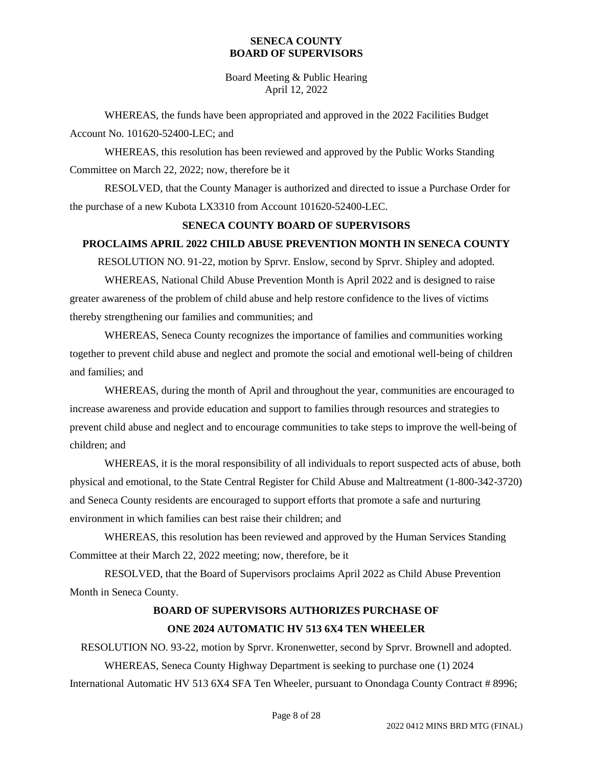WHEREAS, the funds have been appropriated and approved in the 2022 Facilities Budget Account No. 101620-52400-LEC; and

WHEREAS, this resolution has been reviewed and approved by the Public Works Standing Committee on March 22, 2022; now, therefore be it

RESOLVED, that the County Manager is authorized and directed to issue a Purchase Order for the purchase of a new Kubota LX3310 from Account 101620-52400-LEC.

**SENECA COUNTY BOARD OF SUPERVISORS**

**PROCLAIMS APRIL 2022 CHILD ABUSE PREVENTION MONTH IN SENECA COUNTY**

RESOLUTION NO. 91-22, motion by Sprvr. Enslow, second by Sprvr. Shipley and adopted.

WHEREAS, National Child Abuse Prevention Month is April 2022 and is designed to raise greater awareness of the problem of child abuse and help restore confidence to the lives of victims thereby strengthening our families and communities; and

WHEREAS, Seneca County recognizes the importance of families and communities working together to prevent child abuse and neglect and promote the social and emotional well-being of children and families; and

WHEREAS, during the month of April and throughout the year, communities are encouraged to increase awareness and provide education and support to families through resources and strategies to prevent child abuse and neglect and to encourage communities to take steps to improve the well-being of children; and

WHEREAS, it is the moral responsibility of all individuals to report suspected acts of abuse, both physical and emotional, to the State Central Register for Child Abuse and Maltreatment (1-800-342-3720) and Seneca County residents are encouraged to support efforts that promote a safe and nurturing environment in which families can best raise their children; and

WHEREAS, this resolution has been reviewed and approved by the Human Services Standing Committee at their March 22, 2022 meeting; now, therefore, be it

RESOLVED, that the Board of Supervisors proclaims April 2022 as Child Abuse Prevention Month in Seneca County.

**BOARD OF SUPERVISORS AUTHORIZES PURCHASE OF**

**ONE 2024 AUTOMATIC HV 513 6X4 TEN WHEELER**

RESOLUTION NO. 93-22, motion by Sprvr. Kronenwetter, second by Sprvr. Brownell and adopted.

WHEREAS, Seneca County Highway Department is seeking to purchase one (1) 2024 International Automatic HV 513 6X4 SFA Ten Wheeler, pursuant to Onondaga County Contract # 8996;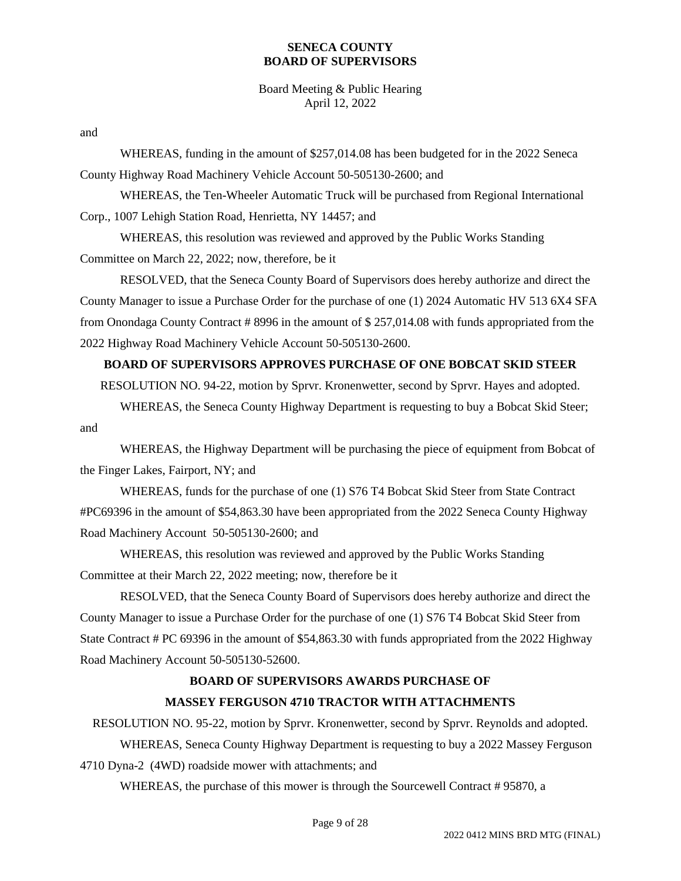and

WHEREAS, funding in the amount of $257,014.08 has been budgeted for in the 2022 Seneca County Highway Road Machinery Vehicle Account 50-505130-2600; and

WHEREAS, the Ten-Wheeler Automatic Truck will be purchased from Regional International Corp., 1007 Lehigh Station Road, Henrietta, NY 14457; and

WHEREAS, this resolution was reviewed and approved by the Public Works Standing Committee on March 22, 2022; now, therefore, be it

RESOLVED, that the Seneca County Board of Supervisors does hereby authorize and direct the County Manager to issue a Purchase Order for the purchase of one (1) 2024 Automatic HV 513 6X4 SFA from Onondaga County Contract # 8996 in the amount of $ 257,014.08 with funds appropriated from the 2022 Highway Road Machinery Vehicle Account 50-505130-2600.

**BOARD OF SUPERVISORS APPROVES PURCHASE OF ONE BOBCAT SKID STEER**

RESOLUTION NO. 94-22, motion by Sprvr. Kronenwetter, second by Sprvr. Hayes and adopted.

WHEREAS, the Seneca County Highway Department is requesting to buy a Bobcat Skid Steer; and

WHEREAS, the Highway Department will be purchasing the piece of equipment from Bobcat of the Finger Lakes, Fairport, NY; and

WHEREAS, funds for the purchase of one (1) S76 T4 Bobcat Skid Steer from State Contract #PC69396 in the amount of $54,863.30 have been appropriated from the 2022 Seneca County Highway Road Machinery Account 50-505130-2600; and

WHEREAS, this resolution was reviewed and approved by the Public Works Standing Committee at their March 22, 2022 meeting; now, therefore be it

RESOLVED, that the Seneca County Board of Supervisors does hereby authorize and direct the County Manager to issue a Purchase Order for the purchase of one (1) S76 T4 Bobcat Skid Steer from State Contract # PC 69396 in the amount of $54,863.30 with funds appropriated from the 2022 Highway Road Machinery Account 50-505130-52600.

**BOARD OF SUPERVISORS AWARDS PURCHASE OF**
**MASSEY FERGUSON 4710 TRACTOR WITH ATTACHMENTS**

RESOLUTION NO. 95-22, motion by Sprvr. Kronenwetter, second by Sprvr. Reynolds and adopted.

WHEREAS, Seneca County Highway Department is requesting to buy a 2022 Massey Ferguson 4710 Dyna-2 (4WD) roadside mower with attachments; and

WHEREAS, the purchase of this mower is through the Sourcewell Contract # 95870, a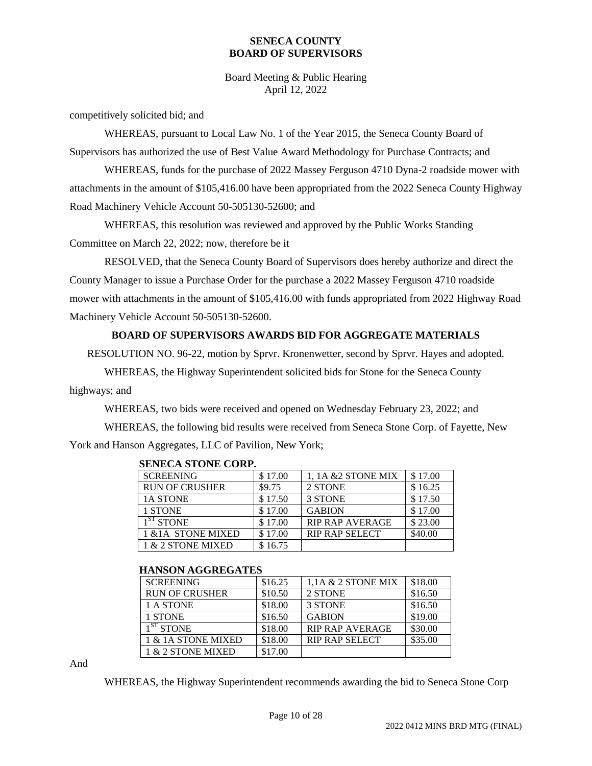competitively solicited bid; and

WHEREAS, pursuant to Local Law No. 1 of the Year 2015, the Seneca County Board of Supervisors has authorized the use of Best Value Award Methodology for Purchase Contracts; and

WHEREAS, funds for the purchase of 2022 Massey Ferguson 4710 Dyna-2 roadside mower with attachments in the amount of $105,416.00 have been appropriated from the 2022 Seneca County Highway Road Machinery Vehicle Account 50-505130-52600; and

WHEREAS, this resolution was reviewed and approved by the Public Works Standing Committee on March 22, 2022; now, therefore be it

RESOLVED, that the Seneca County Board of Supervisors does hereby authorize and direct the County Manager to issue a Purchase Order for the purchase a 2022 Massey Ferguson 4710 roadside mower with attachments in the amount of $105,416.00 with funds appropriated from 2022 Highway Road Machinery Vehicle Account 50-505130-52600.

## BOARD OF SUPERVISORS AWARDS BID FOR AGGREGATE MATERIALS

RESOLUTION NO. 96-22, motion by Sprvr. Kronenwetter, second by Sprvr. Hayes and adopted.

WHEREAS, the Highway Superintendent solicited bids for Stone for the Seneca County highways; and

WHEREAS, two bids were received and opened on Wednesday February 23, 2022; and

WHEREAS, the following bid results were received from Seneca Stone Corp. of Fayette, New York and Hanson Aggregates, LLC of Pavilion, New York;

**SENECA STONE CORP.**

| SCREENING | $ 17.00 | 1, 1A &2 STONE MIX | $ 17.00 |
|---|---|---|---|
| RUN OF CRUSHER | $9.75 | 2 STONE | $ 16.25 |
| 1A STONE | $ 17.50 | 3 STONE | $ 17.50 |
| 1 STONE | $ 17.00 | GABION | $ 17.00 |
| 1ST STONE | $ 17.00 | RIP RAP AVERAGE | $ 23.00 |
| 1 &1A STONE MIXED | $ 17.00 | RIP RAP SELECT | $40.00 |
| 1 & 2 STONE MIXED | $ 16.75 | | |

**HANSON AGGREGATES**

| SCREENING | $16.25 | 1,1A & 2 STONE MIX | $18.00 |
|---|---|---|---|
| RUN OF CRUSHER | $10.50 | 2 STONE | $16.50 |
| 1 A STONE | $18.00 | 3 STONE | $16.50 |
| 1 STONE | $16.50 | GABION | $19.00 |
| 1ST STONE | $18.00 | RIP RAP AVERAGE | $30.00 |
| 1 & 1A STONE MIXED | $18.00 | RIP RAP SELECT | $35.00 |
| 1 & 2 STONE MIXED | $17.00 | | |

And

WHEREAS, the Highway Superintendent recommends awarding the bid to Seneca Stone Corp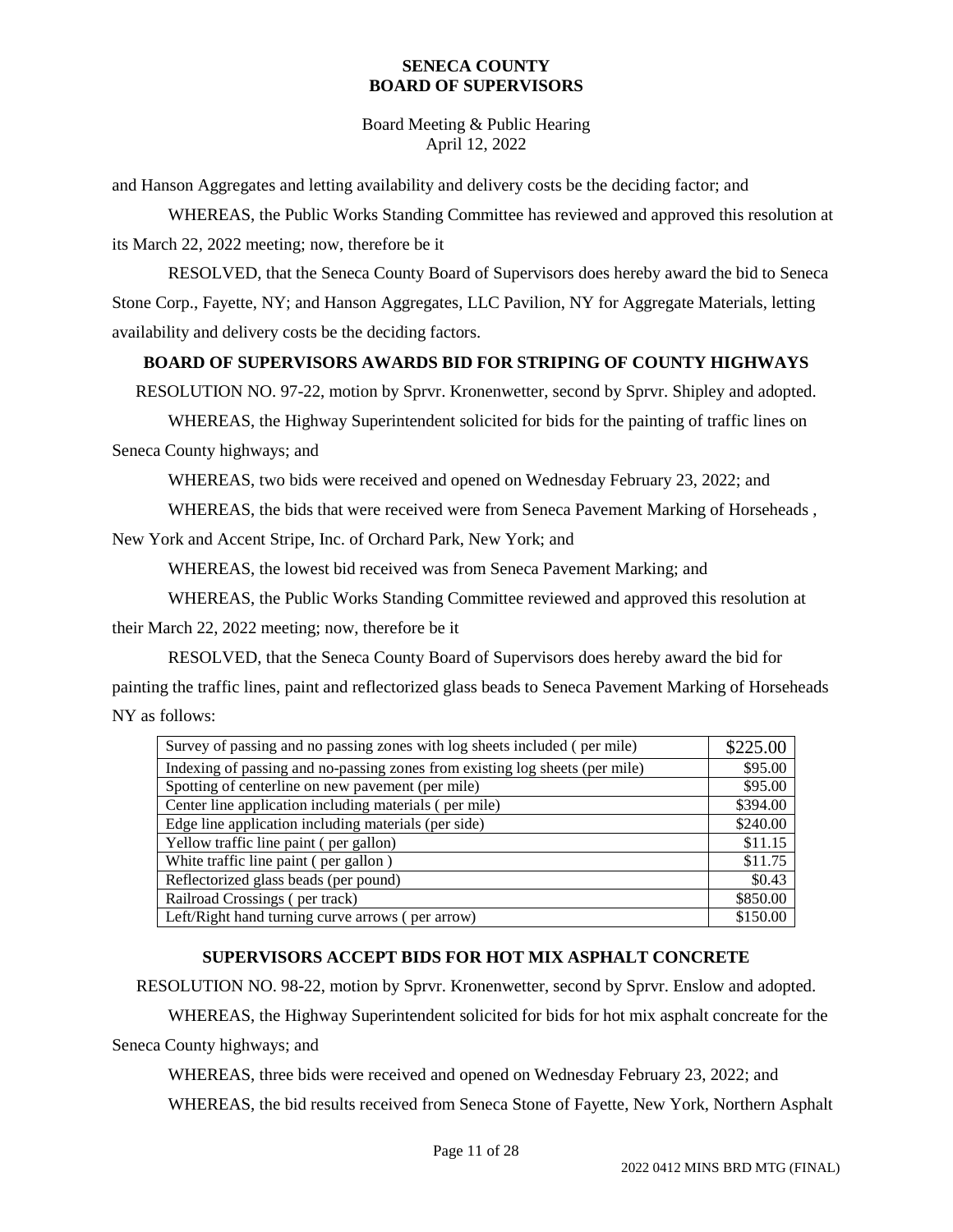and Hanson Aggregates and letting availability and delivery costs be the deciding factor; and

WHEREAS, the Public Works Standing Committee has reviewed and approved this resolution at its March 22, 2022 meeting; now, therefore be it

RESOLVED, that the Seneca County Board of Supervisors does hereby award the bid to Seneca Stone Corp., Fayette, NY; and Hanson Aggregates, LLC Pavilion, NY for Aggregate Materials, letting availability and delivery costs be the deciding factors.

**BOARD OF SUPERVISORS AWARDS BID FOR STRIPING OF COUNTY HIGHWAYS**

RESOLUTION NO. 97-22, motion by Sprvr. Kronenwetter, second by Sprvr. Shipley and adopted.

WHEREAS, the Highway Superintendent solicited for bids for the painting of traffic lines on Seneca County highways; and

WHEREAS, two bids were received and opened on Wednesday February 23, 2022; and

WHEREAS, the bids that were received were from Seneca Pavement Marking of Horseheads , New York and Accent Stripe, Inc. of Orchard Park, New York; and

WHEREAS, the lowest bid received was from Seneca Pavement Marking; and

WHEREAS, the Public Works Standing Committee reviewed and approved this resolution at their March 22, 2022 meeting; now, therefore be it

RESOLVED, that the Seneca County Board of Supervisors does hereby award the bid for painting the traffic lines, paint and reflectorized glass beads to Seneca Pavement Marking of Horseheads NY as follows:

| | |
|---|---|
| Survey of passing and no passing zones with log sheets included ( per mile) | $225.00 |
| Indexing of passing and no-passing zones from existing log sheets (per mile) | $95.00 |
| Spotting of centerline on new pavement (per mile) | $95.00 |
| Center line application including materials ( per mile) | $394.00 |
| Edge line application including materials (per side) | $240.00 |
| Yellow traffic line paint ( per gallon) | $11.15 |
| White traffic line paint ( per gallon ) | $11.75 |
| Reflectorized glass beads (per pound) | $0.43 |
| Railroad Crossings ( per track) | $850.00 |
| Left/Right hand turning curve arrows ( per arrow) | $150.00 |

**SUPERVISORS ACCEPT BIDS FOR HOT MIX ASPHALT CONCRETE**

RESOLUTION NO. 98-22, motion by Sprvr. Kronenwetter, second by Sprvr. Enslow and adopted.

WHEREAS, the Highway Superintendent solicited for bids for hot mix asphalt concreate for the Seneca County highways; and

WHEREAS, three bids were received and opened on Wednesday February 23, 2022; and

WHEREAS, the bid results received from Seneca Stone of Fayette, New York, Northern Asphalt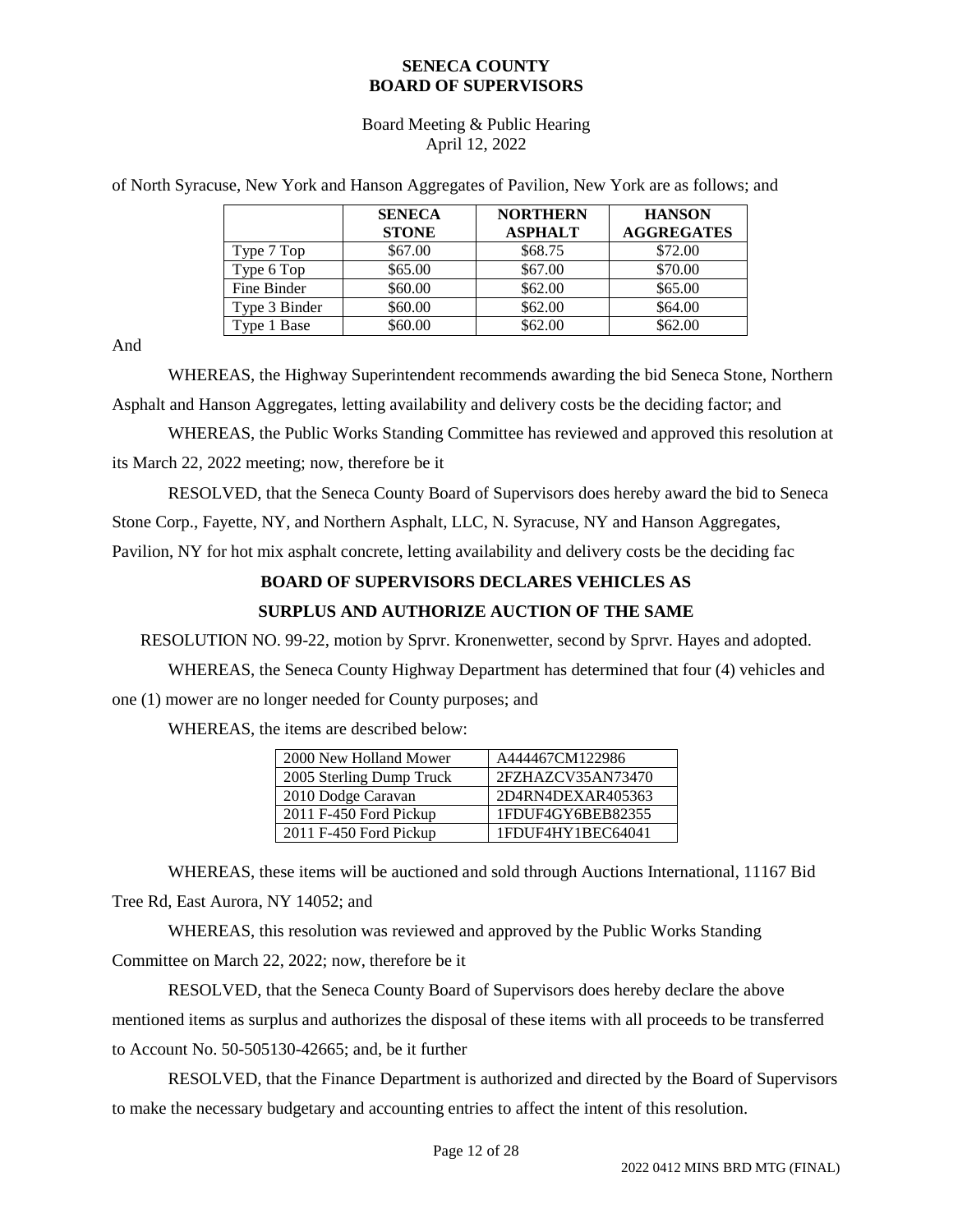of North Syracuse, New York and Hanson Aggregates of Pavilion, New York are as follows; and

| | SENECA STONE | NORTHERN ASPHALT | HANSON AGGREGATES |
|---|---|---|---|
| Type 7 Top | $67.00 | $68.75 | $72.00 |
| Type 6 Top | $65.00 | $67.00 | $70.00 |
| Fine Binder | $60.00 | $62.00 | $65.00 |
| Type 3 Binder | $60.00 | $62.00 | $64.00 |
| Type 1 Base | $60.00 | $62.00 | $62.00 |

And

WHEREAS, the Highway Superintendent recommends awarding the bid Seneca Stone, Northern Asphalt and Hanson Aggregates, letting availability and delivery costs be the deciding factor; and

WHEREAS, the Public Works Standing Committee has reviewed and approved this resolution at its March 22, 2022 meeting; now, therefore be it

RESOLVED, that the Seneca County Board of Supervisors does hereby award the bid to Seneca Stone Corp., Fayette, NY, and Northern Asphalt, LLC, N. Syracuse, NY and Hanson Aggregates, Pavilion, NY for hot mix asphalt concrete, letting availability and delivery costs be the deciding fac

**BOARD OF SUPERVISORS DECLARES VEHICLES AS SURPLUS AND AUTHORIZE AUCTION OF THE SAME**

RESOLUTION NO. 99-22, motion by Sprvr. Kronenwetter, second by Sprvr. Hayes and adopted.

WHEREAS, the Seneca County Highway Department has determined that four (4) vehicles and one (1) mower are no longer needed for County purposes; and

WHEREAS, the items are described below:

| | |
|---|---|
| 2000 New Holland Mower | A444467CM122986 |
| 2005 Sterling Dump Truck | 2FZHAZCV35AN73470 |
| 2010 Dodge Caravan | 2D4RN4DEXAR405363 |
| 2011 F-450 Ford Pickup | 1FDUF4GY6BEB82355 |
| 2011 F-450 Ford Pickup | 1FDUF4HY1BEC64041 |

WHEREAS, these items will be auctioned and sold through Auctions International, 11167 Bid Tree Rd, East Aurora, NY 14052; and

WHEREAS, this resolution was reviewed and approved by the Public Works Standing Committee on March 22, 2022; now, therefore be it

RESOLVED, that the Seneca County Board of Supervisors does hereby declare the above mentioned items as surplus and authorizes the disposal of these items with all proceeds to be transferred to Account No. 50-505130-42665; and, be it further

RESOLVED, that the Finance Department is authorized and directed by the Board of Supervisors to make the necessary budgetary and accounting entries to affect the intent of this resolution.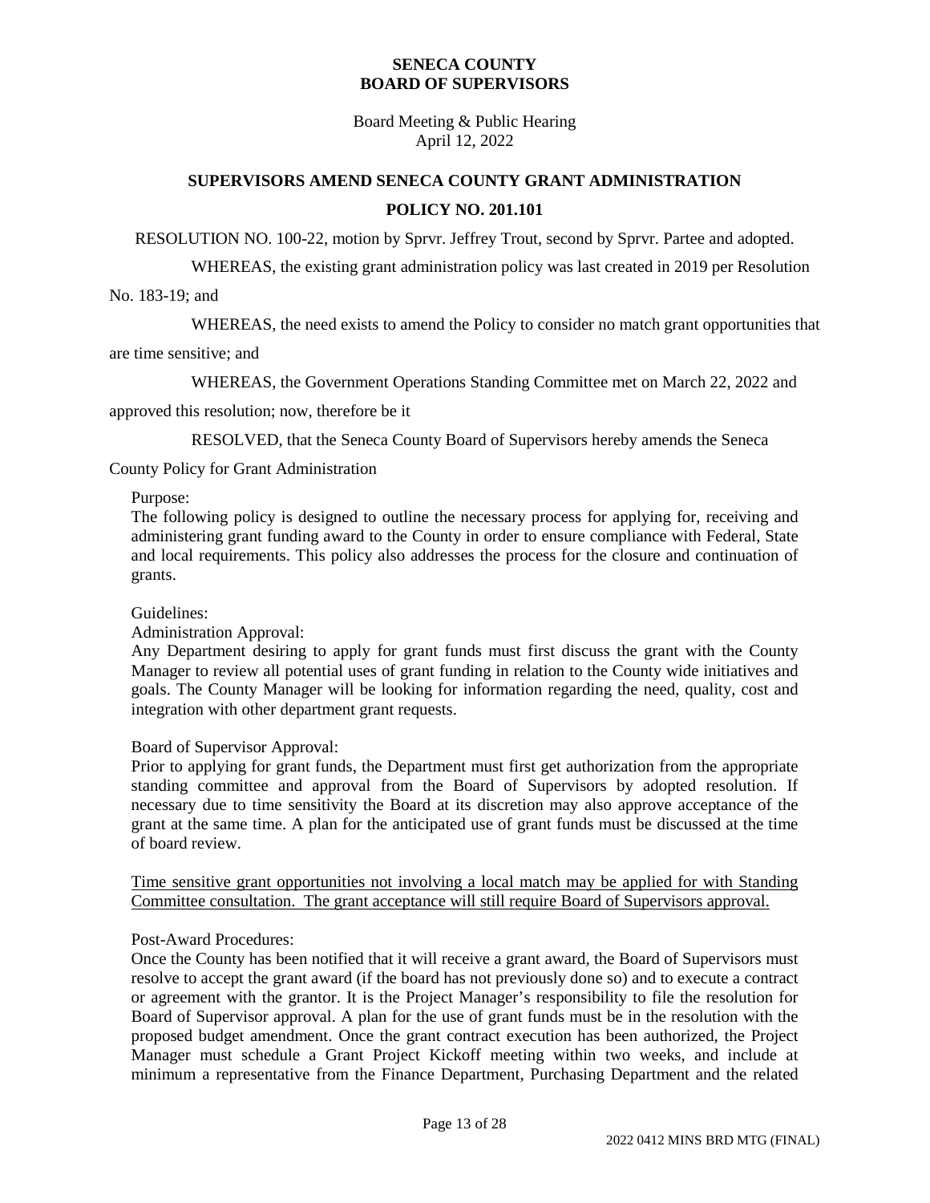**SENECA COUNTY**
**BOARD OF SUPERVISORS**

Board Meeting & Public Hearing
April 12, 2022

## SUPERVISORS AMEND SENECA COUNTY GRANT ADMINISTRATION POLICY NO. 201.101

RESOLUTION NO. 100-22, motion by Sprvr. Jeffrey Trout, second by Sprvr. Partee and adopted.

WHEREAS, the existing grant administration policy was last created in 2019 per Resolution No. 183-19; and

WHEREAS, the need exists to amend the Policy to consider no match grant opportunities that are time sensitive; and

WHEREAS, the Government Operations Standing Committee met on March 22, 2022 and approved this resolution; now, therefore be it

RESOLVED, that the Seneca County Board of Supervisors hereby amends the Seneca County Policy for Grant Administration

Purpose:
The following policy is designed to outline the necessary process for applying for, receiving and administering grant funding award to the County in order to ensure compliance with Federal, State and local requirements. This policy also addresses the process for the closure and continuation of grants.

Guidelines:
Administration Approval:
Any Department desiring to apply for grant funds must first discuss the grant with the County Manager to review all potential uses of grant funding in relation to the County wide initiatives and goals. The County Manager will be looking for information regarding the need, quality, cost and integration with other department grant requests.

Board of Supervisor Approval:
Prior to applying for grant funds, the Department must first get authorization from the appropriate standing committee and approval from the Board of Supervisors by adopted resolution. If necessary due to time sensitivity the Board at its discretion may also approve acceptance of the grant at the same time. A plan for the anticipated use of grant funds must be discussed at the time of board review.

<u>Time sensitive grant opportunities not involving a local match may be applied for with Standing Committee consultation. The grant acceptance will still require Board of Supervisors approval.</u>

Post-Award Procedures:
Once the County has been notified that it will receive a grant award, the Board of Supervisors must resolve to accept the grant award (if the board has not previously done so) and to execute a contract or agreement with the grantor. It is the Project Manager's responsibility to file the resolution for Board of Supervisor approval. A plan for the use of grant funds must be in the resolution with the proposed budget amendment. Once the grant contract execution has been authorized, the Project Manager must schedule a Grant Project Kickoff meeting within two weeks, and include at minimum a representative from the Finance Department, Purchasing Department and the related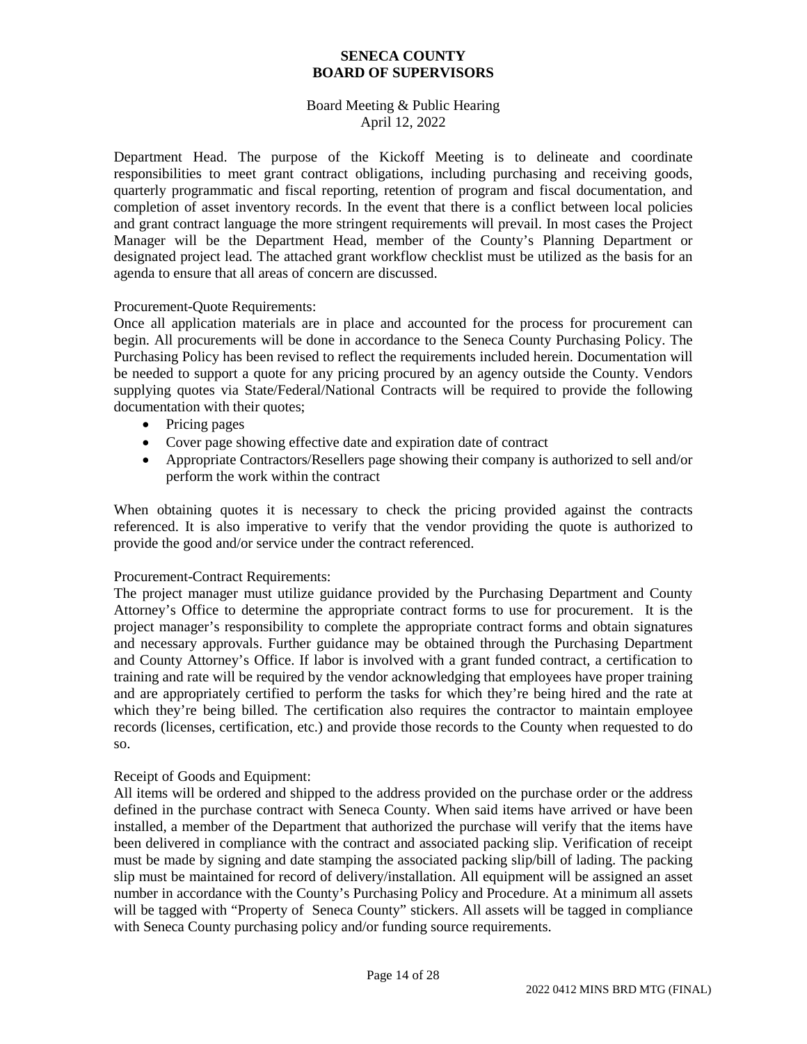Department Head. The purpose of the Kickoff Meeting is to delineate and coordinate responsibilities to meet grant contract obligations, including purchasing and receiving goods, quarterly programmatic and fiscal reporting, retention of program and fiscal documentation, and completion of asset inventory records. In the event that there is a conflict between local policies and grant contract language the more stringent requirements will prevail. In most cases the Project Manager will be the Department Head, member of the County's Planning Department or designated project lead. The attached grant workflow checklist must be utilized as the basis for an agenda to ensure that all areas of concern are discussed.

Procurement-Quote Requirements:
Once all application materials are in place and accounted for the process for procurement can begin. All procurements will be done in accordance to the Seneca County Purchasing Policy. The Purchasing Policy has been revised to reflect the requirements included herein. Documentation will be needed to support a quote for any pricing procured by an agency outside the County. Vendors supplying quotes via State/Federal/National Contracts will be required to provide the following documentation with their quotes;

- Pricing pages
- Cover page showing effective date and expiration date of contract
- Appropriate Contractors/Resellers page showing their company is authorized to sell and/or perform the work within the contract

When obtaining quotes it is necessary to check the pricing provided against the contracts referenced. It is also imperative to verify that the vendor providing the quote is authorized to provide the good and/or service under the contract referenced.

Procurement-Contract Requirements:
The project manager must utilize guidance provided by the Purchasing Department and County Attorney's Office to determine the appropriate contract forms to use for procurement. It is the project manager's responsibility to complete the appropriate contract forms and obtain signatures and necessary approvals. Further guidance may be obtained through the Purchasing Department and County Attorney's Office. If labor is involved with a grant funded contract, a certification to training and rate will be required by the vendor acknowledging that employees have proper training and are appropriately certified to perform the tasks for which they're being hired and the rate at which they're being billed. The certification also requires the contractor to maintain employee records (licenses, certification, etc.) and provide those records to the County when requested to do so.

Receipt of Goods and Equipment:
All items will be ordered and shipped to the address provided on the purchase order or the address defined in the purchase contract with Seneca County. When said items have arrived or have been installed, a member of the Department that authorized the purchase will verify that the items have been delivered in compliance with the contract and associated packing slip. Verification of receipt must be made by signing and date stamping the associated packing slip/bill of lading. The packing slip must be maintained for record of delivery/installation. All equipment will be assigned an asset number in accordance with the County's Purchasing Policy and Procedure. At a minimum all assets will be tagged with "Property of Seneca County" stickers. All assets will be tagged in compliance with Seneca County purchasing policy and/or funding source requirements.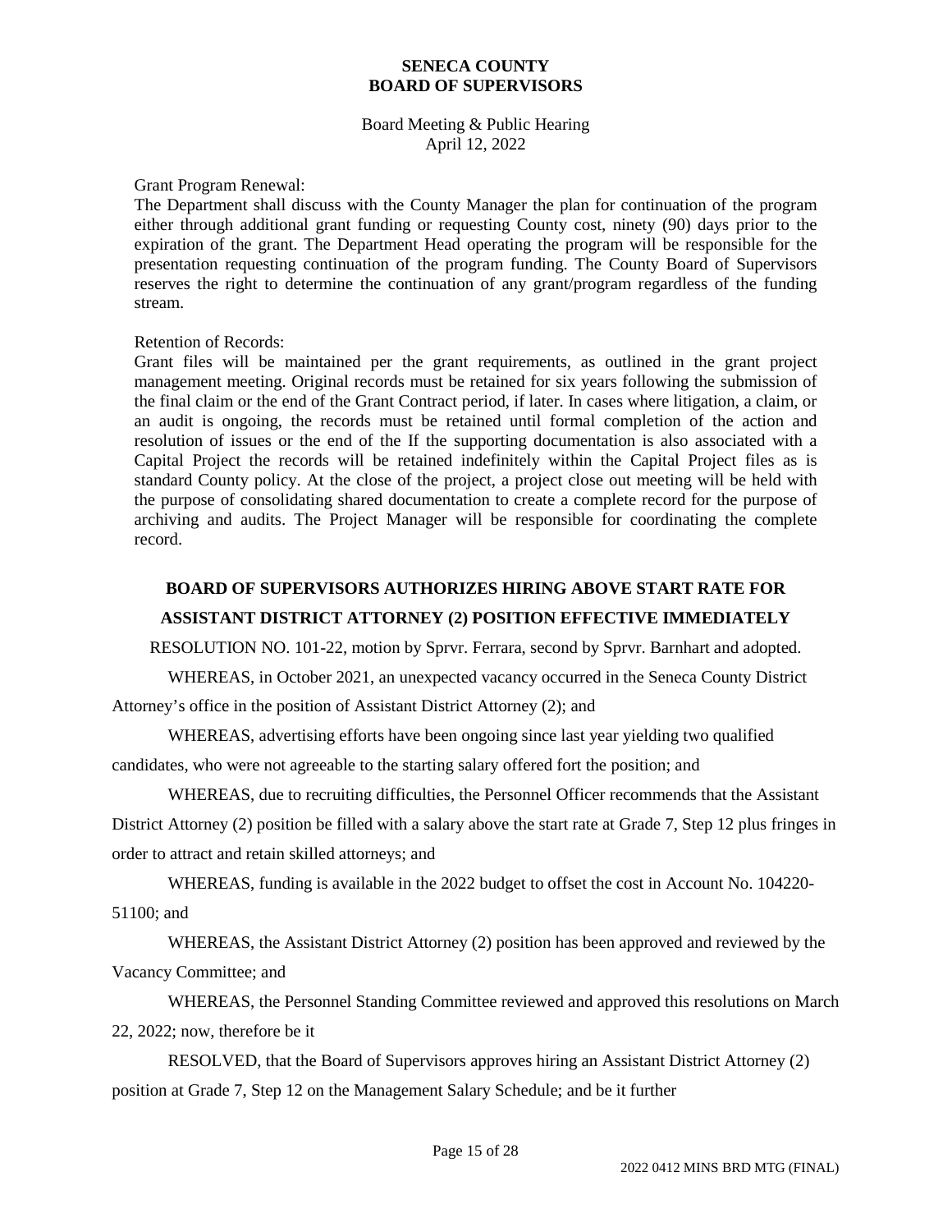Grant Program Renewal:

The Department shall discuss with the County Manager the plan for continuation of the program either through additional grant funding or requesting County cost, ninety (90) days prior to the expiration of the grant. The Department Head operating the program will be responsible for the presentation requesting continuation of the program funding. The County Board of Supervisors reserves the right to determine the continuation of any grant/program regardless of the funding stream.

Retention of Records:

Grant files will be maintained per the grant requirements, as outlined in the grant project management meeting. Original records must be retained for six years following the submission of the final claim or the end of the Grant Contract period, if later. In cases where litigation, a claim, or an audit is ongoing, the records must be retained until formal completion of the action and resolution of issues or the end of the If the supporting documentation is also associated with a Capital Project the records will be retained indefinitely within the Capital Project files as is standard County policy. At the close of the project, a project close out meeting will be held with the purpose of consolidating shared documentation to create a complete record for the purpose of archiving and audits. The Project Manager will be responsible for coordinating the complete record.

## BOARD OF SUPERVISORS AUTHORIZES HIRING ABOVE START RATE FOR ASSISTANT DISTRICT ATTORNEY (2) POSITION EFFECTIVE IMMEDIATELY

RESOLUTION NO. 101-22, motion by Sprvr. Ferrara, second by Sprvr. Barnhart and adopted.

WHEREAS, in October 2021, an unexpected vacancy occurred in the Seneca County District Attorney's office in the position of Assistant District Attorney (2); and

WHEREAS, advertising efforts have been ongoing since last year yielding two qualified candidates, who were not agreeable to the starting salary offered fort the position; and

WHEREAS, due to recruiting difficulties, the Personnel Officer recommends that the Assistant District Attorney (2) position be filled with a salary above the start rate at Grade 7, Step 12 plus fringes in order to attract and retain skilled attorneys; and

WHEREAS, funding is available in the 2022 budget to offset the cost in Account No. 104220-51100; and

WHEREAS, the Assistant District Attorney (2) position has been approved and reviewed by the Vacancy Committee; and

WHEREAS, the Personnel Standing Committee reviewed and approved this resolutions on March 22, 2022; now, therefore be it

RESOLVED, that the Board of Supervisors approves hiring an Assistant District Attorney (2) position at Grade 7, Step 12 on the Management Salary Schedule; and be it further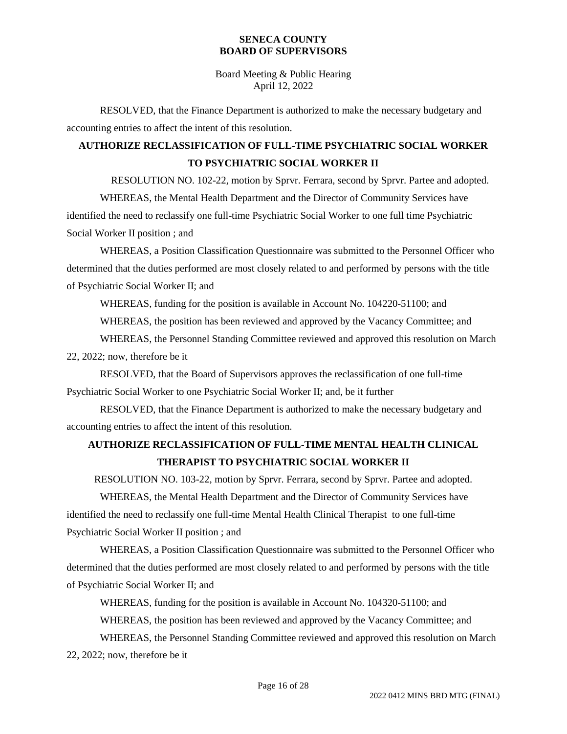RESOLVED, that the Finance Department is authorized to make the necessary budgetary and accounting entries to affect the intent of this resolution.

## AUTHORIZE RECLASSIFICATION OF FULL-TIME PSYCHIATRIC SOCIAL WORKER TO PSYCHIATRIC SOCIAL WORKER II

RESOLUTION NO. 102-22, motion by Sprvr. Ferrara, second by Sprvr. Partee and adopted.

WHEREAS, the Mental Health Department and the Director of Community Services have identified the need to reclassify one full-time Psychiatric Social Worker to one full time Psychiatric Social Worker II position ; and

WHEREAS, a Position Classification Questionnaire was submitted to the Personnel Officer who determined that the duties performed are most closely related to and performed by persons with the title of Psychiatric Social Worker II; and

WHEREAS, funding for the position is available in Account No. 104220-51100; and

WHEREAS, the position has been reviewed and approved by the Vacancy Committee; and

WHEREAS, the Personnel Standing Committee reviewed and approved this resolution on March 22, 2022; now, therefore be it

RESOLVED, that the Board of Supervisors approves the reclassification of one full-time Psychiatric Social Worker to one Psychiatric Social Worker II; and, be it further

RESOLVED, that the Finance Department is authorized to make the necessary budgetary and accounting entries to affect the intent of this resolution.

## AUTHORIZE RECLASSIFICATION OF FULL-TIME MENTAL HEALTH CLINICAL THERAPIST TO PSYCHIATRIC SOCIAL WORKER II

RESOLUTION NO. 103-22, motion by Sprvr. Ferrara, second by Sprvr. Partee and adopted.

WHEREAS, the Mental Health Department and the Director of Community Services have identified the need to reclassify one full-time Mental Health Clinical Therapist to one full-time Psychiatric Social Worker II position ; and

WHEREAS, a Position Classification Questionnaire was submitted to the Personnel Officer who determined that the duties performed are most closely related to and performed by persons with the title of Psychiatric Social Worker II; and

WHEREAS, funding for the position is available in Account No. 104320-51100; and

WHEREAS, the position has been reviewed and approved by the Vacancy Committee; and

WHEREAS, the Personnel Standing Committee reviewed and approved this resolution on March 22, 2022; now, therefore be it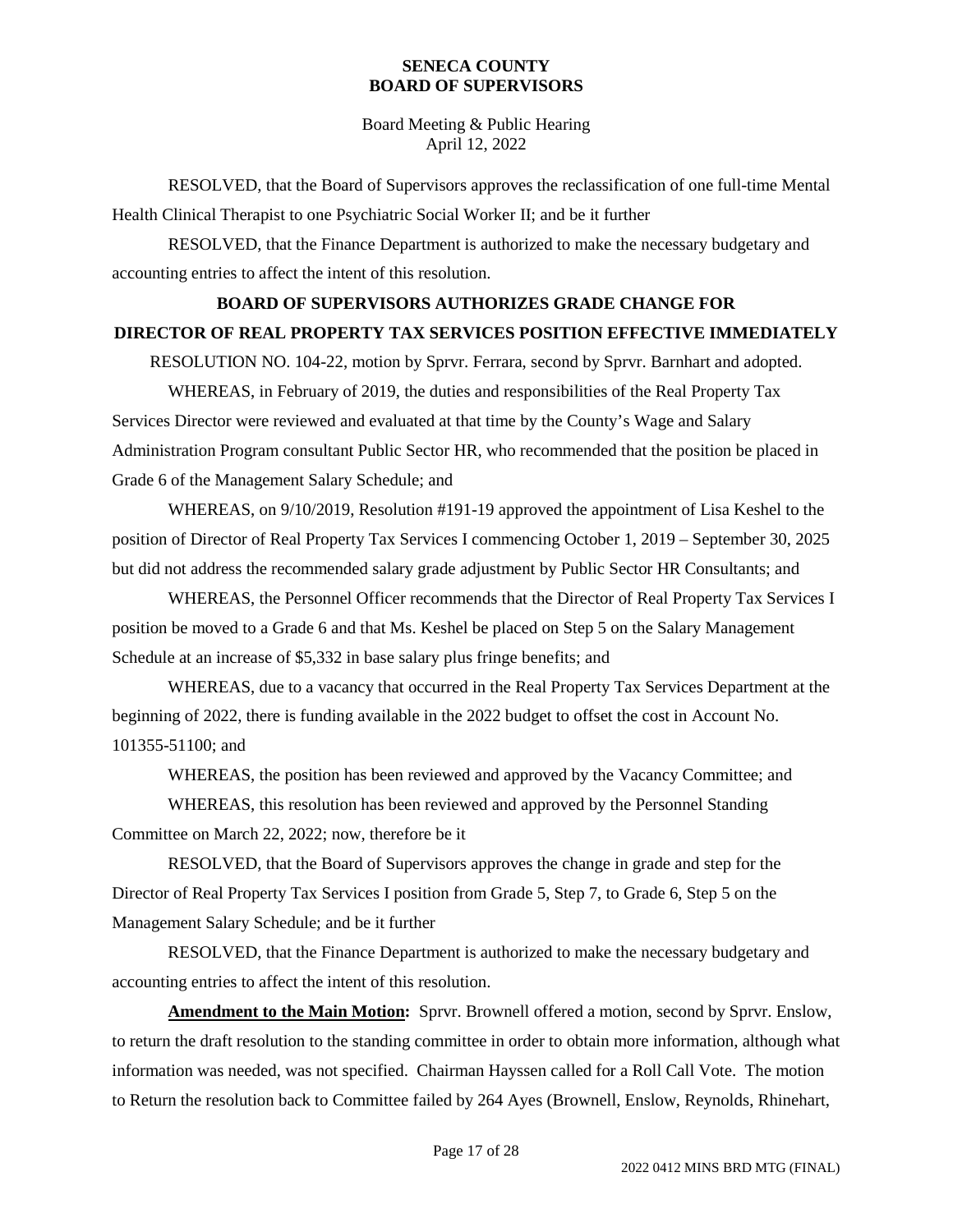RESOLVED, that the Board of Supervisors approves the reclassification of one full-time Mental Health Clinical Therapist to one Psychiatric Social Worker II; and be it further

RESOLVED, that the Finance Department is authorized to make the necessary budgetary and accounting entries to affect the intent of this resolution.

**BOARD OF SUPERVISORS AUTHORIZES GRADE CHANGE FOR DIRECTOR OF REAL PROPERTY TAX SERVICES POSITION EFFECTIVE IMMEDIATELY**

RESOLUTION NO. 104-22, motion by Sprvr. Ferrara, second by Sprvr. Barnhart and adopted.

WHEREAS, in February of 2019, the duties and responsibilities of the Real Property Tax Services Director were reviewed and evaluated at that time by the County's Wage and Salary Administration Program consultant Public Sector HR, who recommended that the position be placed in Grade 6 of the Management Salary Schedule; and

WHEREAS, on 9/10/2019, Resolution #191-19 approved the appointment of Lisa Keshel to the position of Director of Real Property Tax Services I commencing October 1, 2019 – September 30, 2025 but did not address the recommended salary grade adjustment by Public Sector HR Consultants; and

WHEREAS, the Personnel Officer recommends that the Director of Real Property Tax Services I position be moved to a Grade 6 and that Ms. Keshel be placed on Step 5 on the Salary Management Schedule at an increase of $5,332 in base salary plus fringe benefits; and

WHEREAS, due to a vacancy that occurred in the Real Property Tax Services Department at the beginning of 2022, there is funding available in the 2022 budget to offset the cost in Account No. 101355-51100; and

WHEREAS, the position has been reviewed and approved by the Vacancy Committee; and

WHEREAS, this resolution has been reviewed and approved by the Personnel Standing Committee on March 22, 2022; now, therefore be it

RESOLVED, that the Board of Supervisors approves the change in grade and step for the Director of Real Property Tax Services I position from Grade 5, Step 7, to Grade 6, Step 5 on the Management Salary Schedule; and be it further

RESOLVED, that the Finance Department is authorized to make the necessary budgetary and accounting entries to affect the intent of this resolution.

**Amendment to the Main Motion:** Sprvr. Brownell offered a motion, second by Sprvr. Enslow, to return the draft resolution to the standing committee in order to obtain more information, although what information was needed, was not specified. Chairman Hayssen called for a Roll Call Vote. The motion to Return the resolution back to Committee failed by 264 Ayes (Brownell, Enslow, Reynolds, Rhinehart,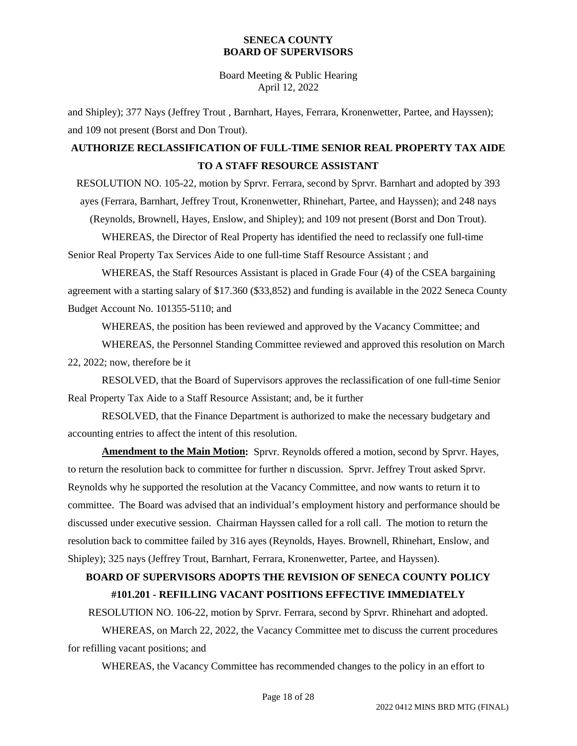and Shipley); 377 Nays (Jeffrey Trout , Barnhart, Hayes, Ferrara, Kronenwetter, Partee, and Hayssen); and 109 not present (Borst and Don Trout).

## AUTHORIZE RECLASSIFICATION OF FULL-TIME SENIOR REAL PROPERTY TAX AIDE TO A STAFF RESOURCE ASSISTANT

RESOLUTION NO. 105-22, motion by Sprvr. Ferrara, second by Sprvr. Barnhart and adopted by 393 ayes (Ferrara, Barnhart, Jeffrey Trout, Kronenwetter, Rhinehart, Partee, and Hayssen); and 248 nays (Reynolds, Brownell, Hayes, Enslow, and Shipley); and 109 not present (Borst and Don Trout).

WHEREAS, the Director of Real Property has identified the need to reclassify one full-time Senior Real Property Tax Services Aide to one full-time Staff Resource Assistant ; and

WHEREAS, the Staff Resources Assistant is placed in Grade Four (4) of the CSEA bargaining agreement with a starting salary of $17.360 ($33,852) and funding is available in the 2022 Seneca County Budget Account No. 101355-5110; and

WHEREAS, the position has been reviewed and approved by the Vacancy Committee; and

WHEREAS, the Personnel Standing Committee reviewed and approved this resolution on March 22, 2022; now, therefore be it

RESOLVED, that the Board of Supervisors approves the reclassification of one full-time Senior Real Property Tax Aide to a Staff Resource Assistant; and, be it further

RESOLVED, that the Finance Department is authorized to make the necessary budgetary and accounting entries to affect the intent of this resolution.

**Amendment to the Main Motion:** Sprvr. Reynolds offered a motion, second by Sprvr. Hayes, to return the resolution back to committee for further n discussion. Sprvr. Jeffrey Trout asked Sprvr. Reynolds why he supported the resolution at the Vacancy Committee, and now wants to return it to committee. The Board was advised that an individual's employment history and performance should be discussed under executive session. Chairman Hayssen called for a roll call. The motion to return the resolution back to committee failed by 316 ayes (Reynolds, Hayes. Brownell, Rhinehart, Enslow, and Shipley); 325 nays (Jeffrey Trout, Barnhart, Ferrara, Kronenwetter, Partee, and Hayssen).

## BOARD OF SUPERVISORS ADOPTS THE REVISION OF SENECA COUNTY POLICY #101.201 - REFILLING VACANT POSITIONS EFFECTIVE IMMEDIATELY

RESOLUTION NO. 106-22, motion by Sprvr. Ferrara, second by Sprvr. Rhinehart and adopted.

WHEREAS, on March 22, 2022, the Vacancy Committee met to discuss the current procedures for refilling vacant positions; and

WHEREAS, the Vacancy Committee has recommended changes to the policy in an effort to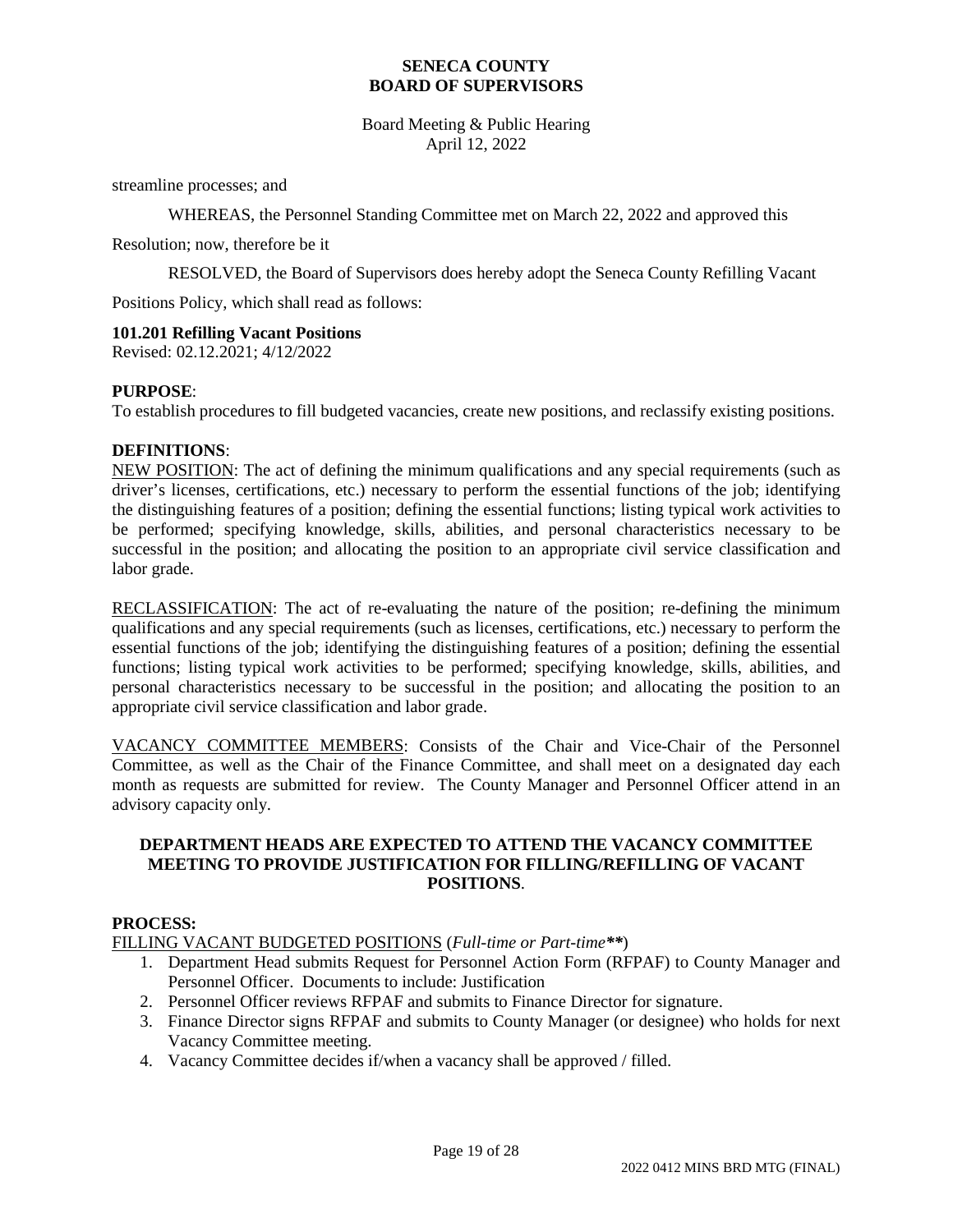streamline processes; and

WHEREAS, the Personnel Standing Committee met on March 22, 2022 and approved this Resolution; now, therefore be it

RESOLVED, the Board of Supervisors does hereby adopt the Seneca County Refilling Vacant Positions Policy, which shall read as follows:

**101.201 Refilling Vacant Positions**
Revised: 02.12.2021; 4/12/2022

**PURPOSE**:
To establish procedures to fill budgeted vacancies, create new positions, and reclassify existing positions.

**DEFINITIONS**:
<u>NEW POSITION</u>: The act of defining the minimum qualifications and any special requirements (such as driver's licenses, certifications, etc.) necessary to perform the essential functions of the job; identifying the distinguishing features of a position; defining the essential functions; listing typical work activities to be performed; specifying knowledge, skills, abilities, and personal characteristics necessary to be successful in the position; and allocating the position to an appropriate civil service classification and labor grade.

<u>RECLASSIFICATION</u>: The act of re-evaluating the nature of the position; re-defining the minimum qualifications and any special requirements (such as licenses, certifications, etc.) necessary to perform the essential functions of the job; identifying the distinguishing features of a position; defining the essential functions; listing typical work activities to be performed; specifying knowledge, skills, abilities, and personal characteristics necessary to be successful in the position; and allocating the position to an appropriate civil service classification and labor grade.

<u>VACANCY COMMITTEE MEMBERS</u>: Consists of the Chair and Vice-Chair of the Personnel Committee, as well as the Chair of the Finance Committee, and shall meet on a designated day each month as requests are submitted for review. The County Manager and Personnel Officer attend in an advisory capacity only.

**DEPARTMENT HEADS ARE EXPECTED TO ATTEND THE VACANCY COMMITTEE MEETING TO PROVIDE JUSTIFICATION FOR FILLING/REFILLING OF VACANT POSITIONS**.

**PROCESS:**
<u>FILLING VACANT BUDGETED POSITIONS</u> (*Full-time or Part-time***)

1. Department Head submits Request for Personnel Action Form (RFPAF) to County Manager and Personnel Officer. Documents to include: Justification
2. Personnel Officer reviews RFPAF and submits to Finance Director for signature.
3. Finance Director signs RFPAF and submits to County Manager (or designee) who holds for next Vacancy Committee meeting.
4. Vacancy Committee decides if/when a vacancy shall be approved / filled.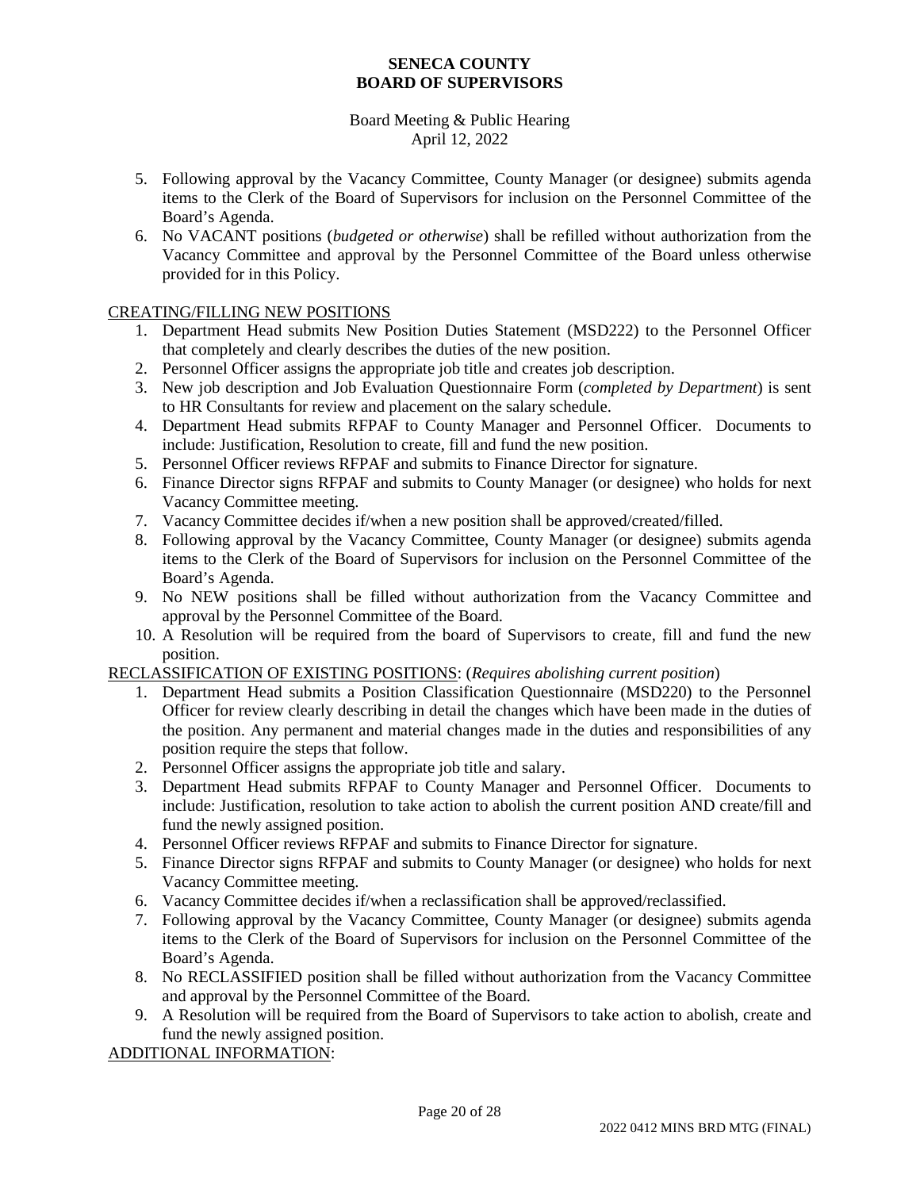5. Following approval by the Vacancy Committee, County Manager (or designee) submits agenda items to the Clerk of the Board of Supervisors for inclusion on the Personnel Committee of the Board's Agenda.
6. No VACANT positions (*budgeted or otherwise*) shall be refilled without authorization from the Vacancy Committee and approval by the Personnel Committee of the Board unless otherwise provided for in this Policy.

CREATING/FILLING NEW POSITIONS

1. Department Head submits New Position Duties Statement (MSD222) to the Personnel Officer that completely and clearly describes the duties of the new position.
2. Personnel Officer assigns the appropriate job title and creates job description.
3. New job description and Job Evaluation Questionnaire Form (*completed by Department*) is sent to HR Consultants for review and placement on the salary schedule.
4. Department Head submits RFPAF to County Manager and Personnel Officer. Documents to include: Justification, Resolution to create, fill and fund the new position.
5. Personnel Officer reviews RFPAF and submits to Finance Director for signature.
6. Finance Director signs RFPAF and submits to County Manager (or designee) who holds for next Vacancy Committee meeting.
7. Vacancy Committee decides if/when a new position shall be approved/created/filled.
8. Following approval by the Vacancy Committee, County Manager (or designee) submits agenda items to the Clerk of the Board of Supervisors for inclusion on the Personnel Committee of the Board's Agenda.
9. No NEW positions shall be filled without authorization from the Vacancy Committee and approval by the Personnel Committee of the Board.
10. A Resolution will be required from the board of Supervisors to create, fill and fund the new position.

RECLASSIFICATION OF EXISTING POSITIONS: (*Requires abolishing current position*)

1. Department Head submits a Position Classification Questionnaire (MSD220) to the Personnel Officer for review clearly describing in detail the changes which have been made in the duties of the position. Any permanent and material changes made in the duties and responsibilities of any position require the steps that follow.
2. Personnel Officer assigns the appropriate job title and salary.
3. Department Head submits RFPAF to County Manager and Personnel Officer. Documents to include: Justification, resolution to take action to abolish the current position AND create/fill and fund the newly assigned position.
4. Personnel Officer reviews RFPAF and submits to Finance Director for signature.
5. Finance Director signs RFPAF and submits to County Manager (or designee) who holds for next Vacancy Committee meeting.
6. Vacancy Committee decides if/when a reclassification shall be approved/reclassified.
7. Following approval by the Vacancy Committee, County Manager (or designee) submits agenda items to the Clerk of the Board of Supervisors for inclusion on the Personnel Committee of the Board's Agenda.
8. No RECLASSIFIED position shall be filled without authorization from the Vacancy Committee and approval by the Personnel Committee of the Board.
9. A Resolution will be required from the Board of Supervisors to take action to abolish, create and fund the newly assigned position.

ADDITIONAL INFORMATION: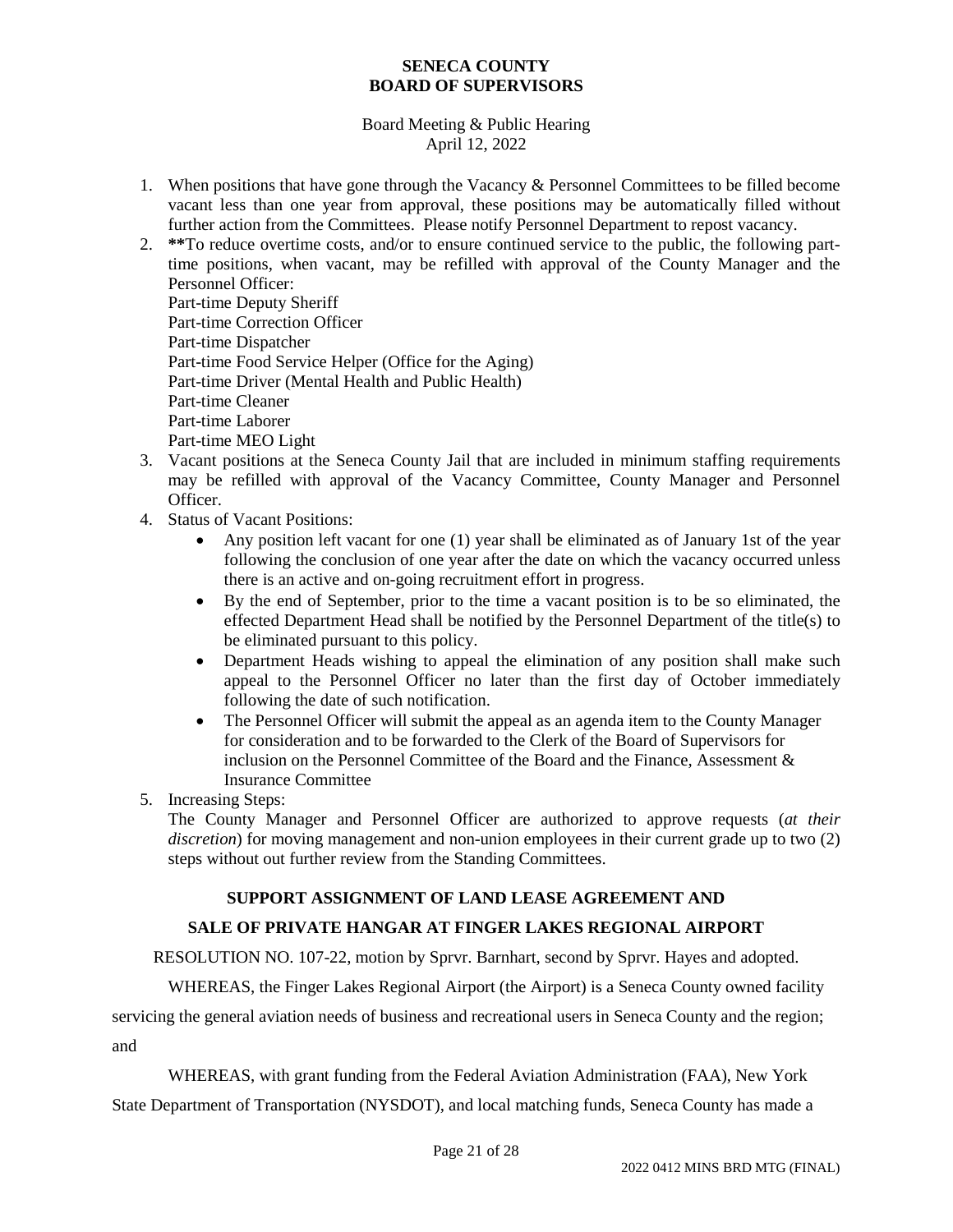1. When positions that have gone through the Vacancy & Personnel Committees to be filled become vacant less than one year from approval, these positions may be automatically filled without further action from the Committees. Please notify Personnel Department to repost vacancy.
2. **To reduce overtime costs, and/or to ensure continued service to the public, the following part-time positions, when vacant, may be refilled with approval of the County Manager and the Personnel Officer:
   Part-time Deputy Sheriff
   Part-time Correction Officer
   Part-time Dispatcher
   Part-time Food Service Helper (Office for the Aging)
   Part-time Driver (Mental Health and Public Health)
   Part-time Cleaner
   Part-time Laborer
   Part-time MEO Light
3. Vacant positions at the Seneca County Jail that are included in minimum staffing requirements may be refilled with approval of the Vacancy Committee, County Manager and Personnel Officer.
4. Status of Vacant Positions:
   - Any position left vacant for one (1) year shall be eliminated as of January 1st of the year following the conclusion of one year after the date on which the vacancy occurred unless there is an active and on-going recruitment effort in progress.
   - By the end of September, prior to the time a vacant position is to be so eliminated, the effected Department Head shall be notified by the Personnel Department of the title(s) to be eliminated pursuant to this policy.
   - Department Heads wishing to appeal the elimination of any position shall make such appeal to the Personnel Officer no later than the first day of October immediately following the date of such notification.
   - The Personnel Officer will submit the appeal as an agenda item to the County Manager for consideration and to be forwarded to the Clerk of the Board of Supervisors for inclusion on the Personnel Committee of the Board and the Finance, Assessment & Insurance Committee
5. Increasing Steps:
   The County Manager and Personnel Officer are authorized to approve requests (*at their discretion*) for moving management and non-union employees in their current grade up to two (2) steps without out further review from the Standing Committees.

## SUPPORT ASSIGNMENT OF LAND LEASE AGREEMENT AND SALE OF PRIVATE HANGAR AT FINGER LAKES REGIONAL AIRPORT

RESOLUTION NO. 107-22, motion by Sprvr. Barnhart, second by Sprvr. Hayes and adopted.

WHEREAS, the Finger Lakes Regional Airport (the Airport) is a Seneca County owned facility servicing the general aviation needs of business and recreational users in Seneca County and the region; and

WHEREAS, with grant funding from the Federal Aviation Administration (FAA), New York State Department of Transportation (NYSDOT), and local matching funds, Seneca County has made a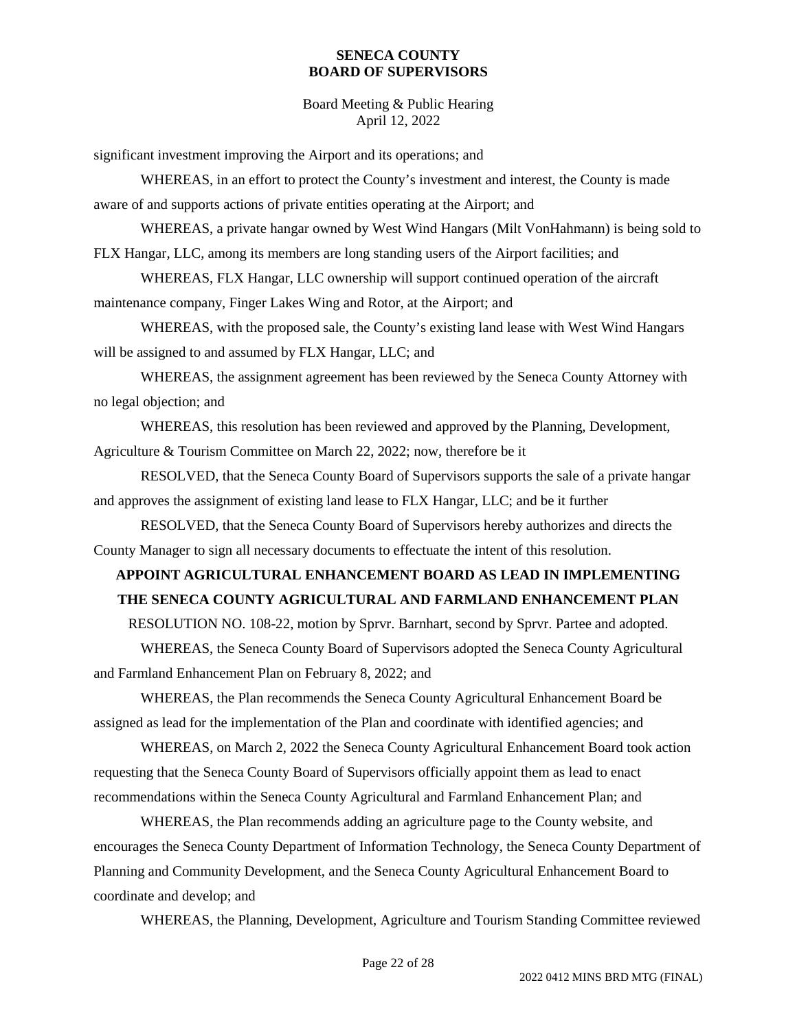significant investment improving the Airport and its operations; and

WHEREAS, in an effort to protect the County's investment and interest, the County is made aware of and supports actions of private entities operating at the Airport; and

WHEREAS, a private hangar owned by West Wind Hangars (Milt VonHahmann) is being sold to FLX Hangar, LLC, among its members are long standing users of the Airport facilities; and

WHEREAS, FLX Hangar, LLC ownership will support continued operation of the aircraft maintenance company, Finger Lakes Wing and Rotor, at the Airport; and

WHEREAS, with the proposed sale, the County's existing land lease with West Wind Hangars will be assigned to and assumed by FLX Hangar, LLC; and

WHEREAS, the assignment agreement has been reviewed by the Seneca County Attorney with no legal objection; and

WHEREAS, this resolution has been reviewed and approved by the Planning, Development, Agriculture & Tourism Committee on March 22, 2022; now, therefore be it

RESOLVED, that the Seneca County Board of Supervisors supports the sale of a private hangar and approves the assignment of existing land lease to FLX Hangar, LLC; and be it further

RESOLVED, that the Seneca County Board of Supervisors hereby authorizes and directs the County Manager to sign all necessary documents to effectuate the intent of this resolution.

**APPOINT AGRICULTURAL ENHANCEMENT BOARD AS LEAD IN IMPLEMENTING THE SENECA COUNTY AGRICULTURAL AND FARMLAND ENHANCEMENT PLAN**

RESOLUTION NO. 108-22, motion by Sprvr. Barnhart, second by Sprvr. Partee and adopted.

WHEREAS, the Seneca County Board of Supervisors adopted the Seneca County Agricultural and Farmland Enhancement Plan on February 8, 2022; and

WHEREAS, the Plan recommends the Seneca County Agricultural Enhancement Board be assigned as lead for the implementation of the Plan and coordinate with identified agencies; and

WHEREAS, on March 2, 2022 the Seneca County Agricultural Enhancement Board took action requesting that the Seneca County Board of Supervisors officially appoint them as lead to enact recommendations within the Seneca County Agricultural and Farmland Enhancement Plan; and

WHEREAS, the Plan recommends adding an agriculture page to the County website, and encourages the Seneca County Department of Information Technology, the Seneca County Department of Planning and Community Development, and the Seneca County Agricultural Enhancement Board to coordinate and develop; and

WHEREAS, the Planning, Development, Agriculture and Tourism Standing Committee reviewed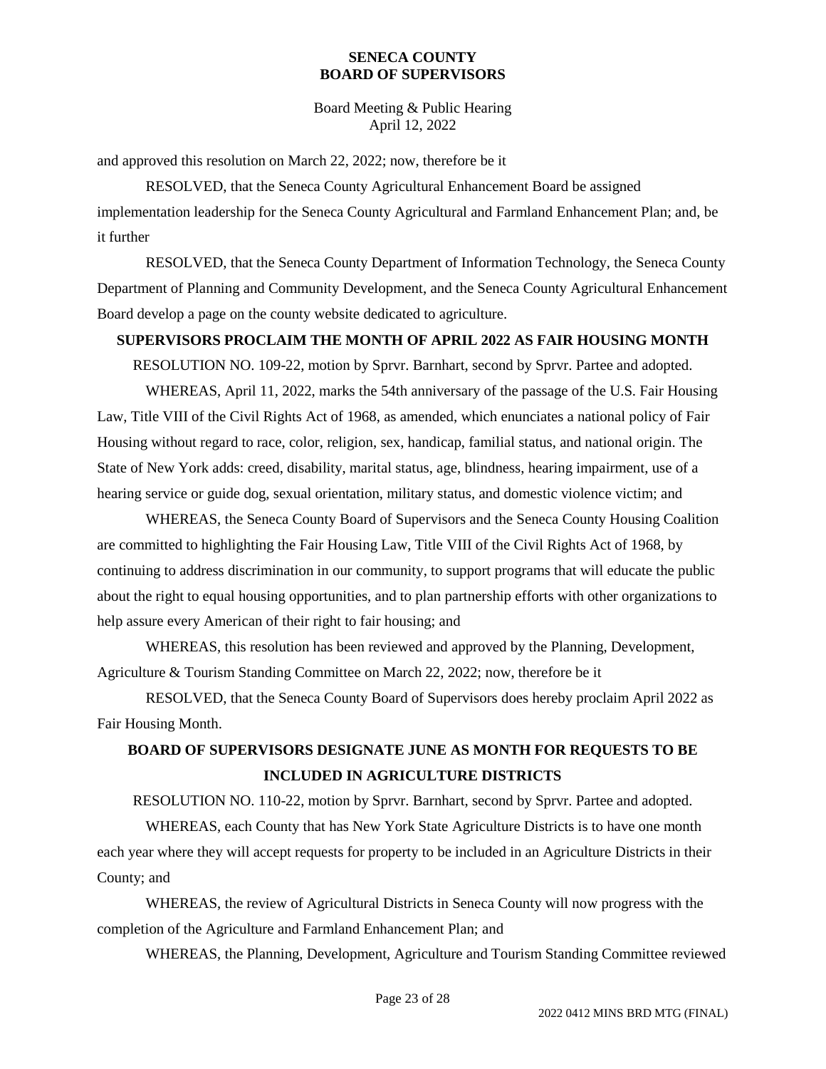and approved this resolution on March 22, 2022; now, therefore be it

RESOLVED, that the Seneca County Agricultural Enhancement Board be assigned implementation leadership for the Seneca County Agricultural and Farmland Enhancement Plan; and, be it further

RESOLVED, that the Seneca County Department of Information Technology, the Seneca County Department of Planning and Community Development, and the Seneca County Agricultural Enhancement Board develop a page on the county website dedicated to agriculture.

**SUPERVISORS PROCLAIM THE MONTH OF APRIL 2022 AS FAIR HOUSING MONTH**

RESOLUTION NO. 109-22, motion by Sprvr. Barnhart, second by Sprvr. Partee and adopted.

WHEREAS, April 11, 2022, marks the 54th anniversary of the passage of the U.S. Fair Housing Law, Title VIII of the Civil Rights Act of 1968, as amended, which enunciates a national policy of Fair Housing without regard to race, color, religion, sex, handicap, familial status, and national origin. The State of New York adds: creed, disability, marital status, age, blindness, hearing impairment, use of a hearing service or guide dog, sexual orientation, military status, and domestic violence victim; and

WHEREAS, the Seneca County Board of Supervisors and the Seneca County Housing Coalition are committed to highlighting the Fair Housing Law, Title VIII of the Civil Rights Act of 1968, by continuing to address discrimination in our community, to support programs that will educate the public about the right to equal housing opportunities, and to plan partnership efforts with other organizations to help assure every American of their right to fair housing; and

WHEREAS, this resolution has been reviewed and approved by the Planning, Development, Agriculture & Tourism Standing Committee on March 22, 2022; now, therefore be it

RESOLVED, that the Seneca County Board of Supervisors does hereby proclaim April 2022 as Fair Housing Month.

**BOARD OF SUPERVISORS DESIGNATE JUNE AS MONTH FOR REQUESTS TO BE INCLUDED IN AGRICULTURE DISTRICTS**

RESOLUTION NO. 110-22, motion by Sprvr. Barnhart, second by Sprvr. Partee and adopted.

WHEREAS, each County that has New York State Agriculture Districts is to have one month each year where they will accept requests for property to be included in an Agriculture Districts in their County; and

WHEREAS, the review of Agricultural Districts in Seneca County will now progress with the completion of the Agriculture and Farmland Enhancement Plan; and

WHEREAS, the Planning, Development, Agriculture and Tourism Standing Committee reviewed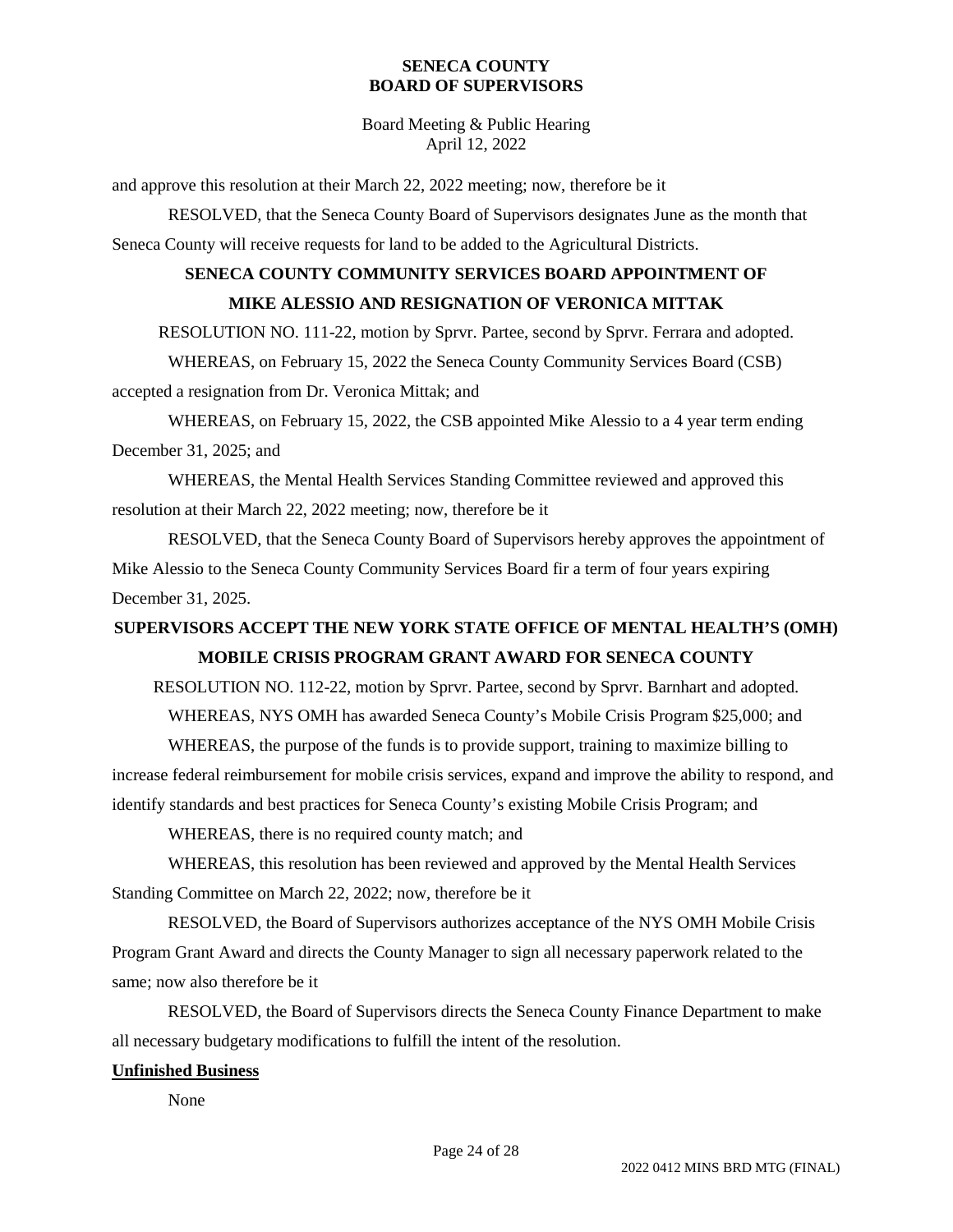and approve this resolution at their March 22, 2022 meeting; now, therefore be it

RESOLVED, that the Seneca County Board of Supervisors designates June as the month that Seneca County will receive requests for land to be added to the Agricultural Districts.

## SENECA COUNTY COMMUNITY SERVICES BOARD APPOINTMENT OF MIKE ALESSIO AND RESIGNATION OF VERONICA MITTAK

RESOLUTION NO. 111-22, motion by Sprvr. Partee, second by Sprvr. Ferrara and adopted.

WHEREAS, on February 15, 2022 the Seneca County Community Services Board (CSB) accepted a resignation from Dr. Veronica Mittak; and

WHEREAS, on February 15, 2022, the CSB appointed Mike Alessio to a 4 year term ending December 31, 2025; and

WHEREAS, the Mental Health Services Standing Committee reviewed and approved this resolution at their March 22, 2022 meeting; now, therefore be it

RESOLVED, that the Seneca County Board of Supervisors hereby approves the appointment of Mike Alessio to the Seneca County Community Services Board fir a term of four years expiring December 31, 2025.

## SUPERVISORS ACCEPT THE NEW YORK STATE OFFICE OF MENTAL HEALTH'S (OMH) MOBILE CRISIS PROGRAM GRANT AWARD FOR SENECA COUNTY

RESOLUTION NO. 112-22, motion by Sprvr. Partee, second by Sprvr. Barnhart and adopted.

WHEREAS, NYS OMH has awarded Seneca County's Mobile Crisis Program $25,000; and

WHEREAS, the purpose of the funds is to provide support, training to maximize billing to increase federal reimbursement for mobile crisis services, expand and improve the ability to respond, and identify standards and best practices for Seneca County's existing Mobile Crisis Program; and

WHEREAS, there is no required county match; and

WHEREAS, this resolution has been reviewed and approved by the Mental Health Services Standing Committee on March 22, 2022; now, therefore be it

RESOLVED, the Board of Supervisors authorizes acceptance of the NYS OMH Mobile Crisis Program Grant Award and directs the County Manager to sign all necessary paperwork related to the same; now also therefore be it

RESOLVED, the Board of Supervisors directs the Seneca County Finance Department to make all necessary budgetary modifications to fulfill the intent of the resolution.

**Unfinished Business**

None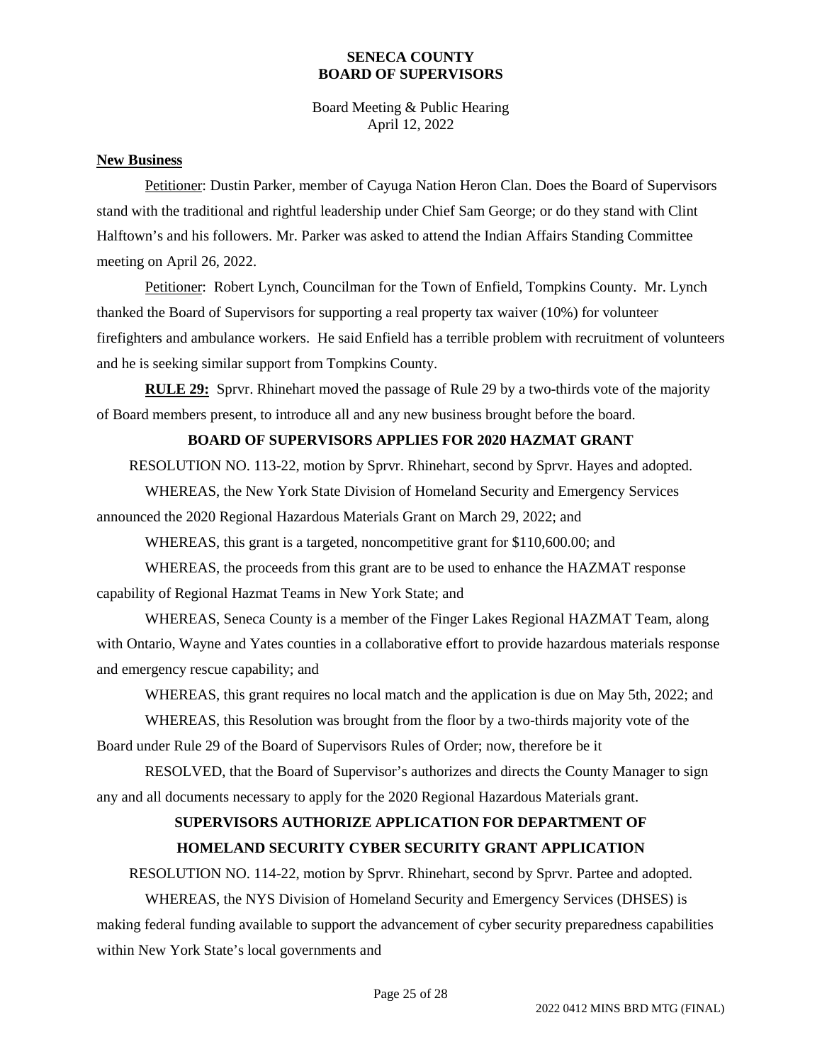**New Business**

Petitioner: Dustin Parker, member of Cayuga Nation Heron Clan. Does the Board of Supervisors stand with the traditional and rightful leadership under Chief Sam George; or do they stand with Clint Halftown's and his followers. Mr. Parker was asked to attend the Indian Affairs Standing Committee meeting on April 26, 2022.

Petitioner: Robert Lynch, Councilman for the Town of Enfield, Tompkins County. Mr. Lynch thanked the Board of Supervisors for supporting a real property tax waiver (10%) for volunteer firefighters and ambulance workers. He said Enfield has a terrible problem with recruitment of volunteers and he is seeking similar support from Tompkins County.

**RULE 29:** Sprvr. Rhinehart moved the passage of Rule 29 by a two-thirds vote of the majority of Board members present, to introduce all and any new business brought before the board.

**BOARD OF SUPERVISORS APPLIES FOR 2020 HAZMAT GRANT**

RESOLUTION NO. 113-22, motion by Sprvr. Rhinehart, second by Sprvr. Hayes and adopted.

WHEREAS, the New York State Division of Homeland Security and Emergency Services announced the 2020 Regional Hazardous Materials Grant on March 29, 2022; and

WHEREAS, this grant is a targeted, noncompetitive grant for $110,600.00; and

WHEREAS, the proceeds from this grant are to be used to enhance the HAZMAT response capability of Regional Hazmat Teams in New York State; and

WHEREAS, Seneca County is a member of the Finger Lakes Regional HAZMAT Team, along with Ontario, Wayne and Yates counties in a collaborative effort to provide hazardous materials response and emergency rescue capability; and

WHEREAS, this grant requires no local match and the application is due on May 5th, 2022; and

WHEREAS, this Resolution was brought from the floor by a two-thirds majority vote of the Board under Rule 29 of the Board of Supervisors Rules of Order; now, therefore be it

RESOLVED, that the Board of Supervisor's authorizes and directs the County Manager to sign any and all documents necessary to apply for the 2020 Regional Hazardous Materials grant.

**SUPERVISORS AUTHORIZE APPLICATION FOR DEPARTMENT OF HOMELAND SECURITY CYBER SECURITY GRANT APPLICATION**

RESOLUTION NO. 114-22, motion by Sprvr. Rhinehart, second by Sprvr. Partee and adopted.

WHEREAS, the NYS Division of Homeland Security and Emergency Services (DHSES) is making federal funding available to support the advancement of cyber security preparedness capabilities within New York State's local governments and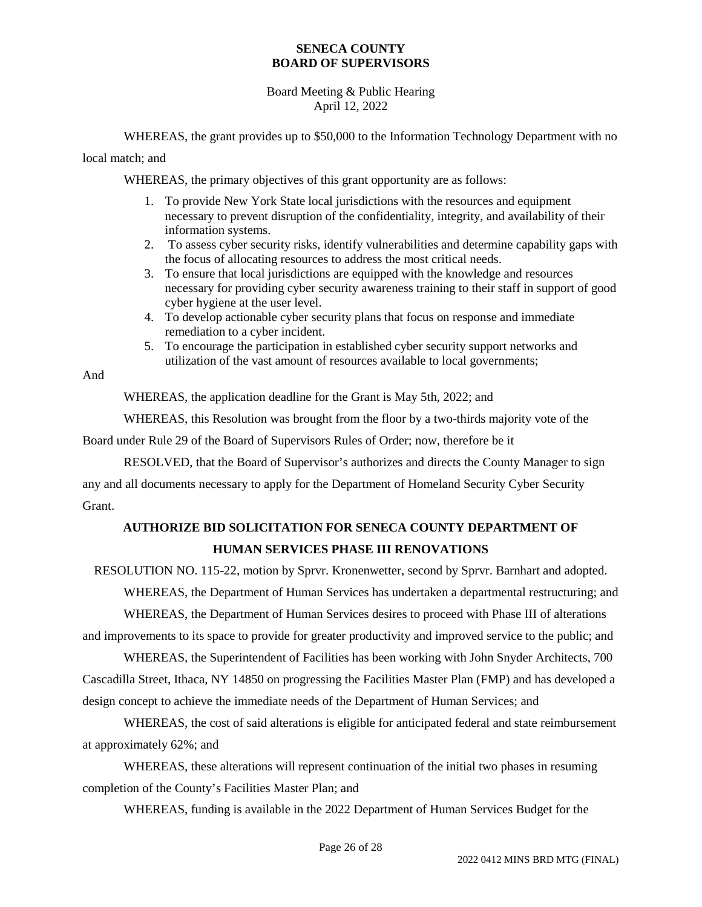WHEREAS, the grant provides up to $50,000 to the Information Technology Department with no local match; and

WHEREAS, the primary objectives of this grant opportunity are as follows:

1. To provide New York State local jurisdictions with the resources and equipment necessary to prevent disruption of the confidentiality, integrity, and availability of their information systems.
2. To assess cyber security risks, identify vulnerabilities and determine capability gaps with the focus of allocating resources to address the most critical needs.
3. To ensure that local jurisdictions are equipped with the knowledge and resources necessary for providing cyber security awareness training to their staff in support of good cyber hygiene at the user level.
4. To develop actionable cyber security plans that focus on response and immediate remediation to a cyber incident.
5. To encourage the participation in established cyber security support networks and utilization of the vast amount of resources available to local governments;

And

WHEREAS, the application deadline for the Grant is May 5th, 2022; and

WHEREAS, this Resolution was brought from the floor by a two-thirds majority vote of the Board under Rule 29 of the Board of Supervisors Rules of Order; now, therefore be it

RESOLVED, that the Board of Supervisor's authorizes and directs the County Manager to sign any and all documents necessary to apply for the Department of Homeland Security Cyber Security Grant.

## AUTHORIZE BID SOLICITATION FOR SENECA COUNTY DEPARTMENT OF HUMAN SERVICES PHASE III RENOVATIONS

RESOLUTION NO. 115-22, motion by Sprvr. Kronenwetter, second by Sprvr. Barnhart and adopted.

WHEREAS, the Department of Human Services has undertaken a departmental restructuring; and

WHEREAS, the Department of Human Services desires to proceed with Phase III of alterations and improvements to its space to provide for greater productivity and improved service to the public; and

WHEREAS, the Superintendent of Facilities has been working with John Snyder Architects, 700 Cascadilla Street, Ithaca, NY 14850 on progressing the Facilities Master Plan (FMP) and has developed a design concept to achieve the immediate needs of the Department of Human Services; and

WHEREAS, the cost of said alterations is eligible for anticipated federal and state reimbursement at approximately 62%; and

WHEREAS, these alterations will represent continuation of the initial two phases in resuming completion of the County's Facilities Master Plan; and

WHEREAS, funding is available in the 2022 Department of Human Services Budget for the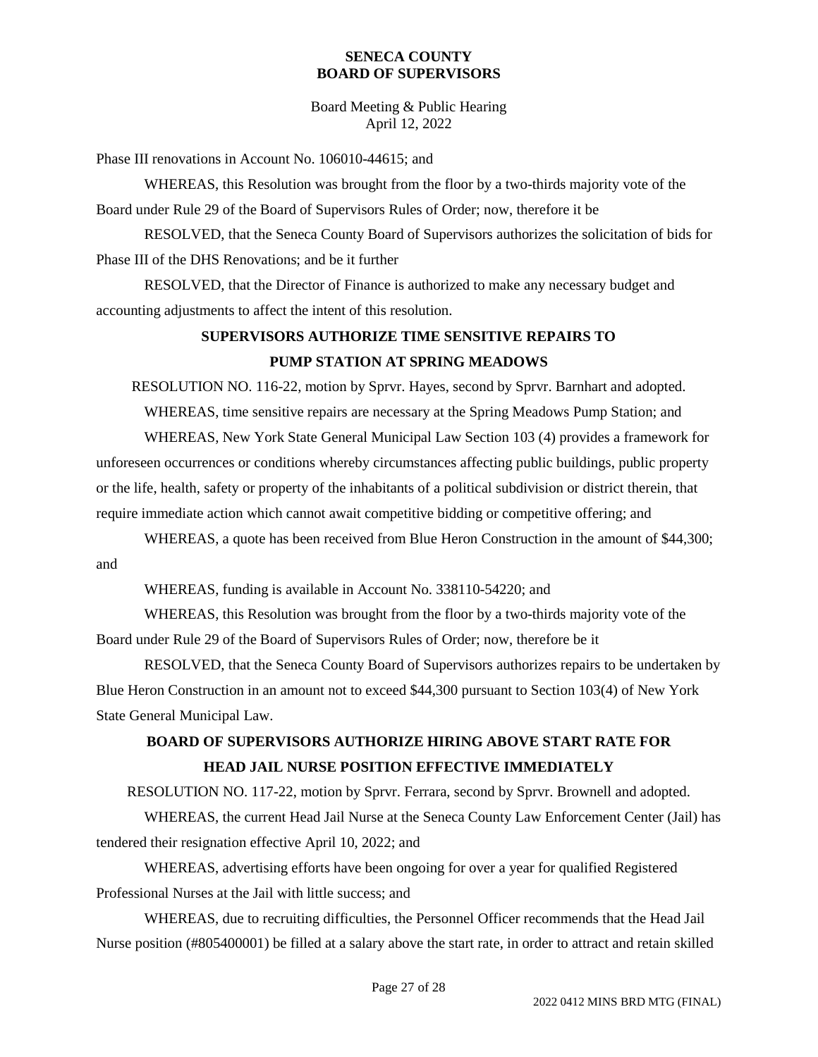Phase III renovations in Account No. 106010-44615; and

WHEREAS, this Resolution was brought from the floor by a two-thirds majority vote of the Board under Rule 29 of the Board of Supervisors Rules of Order; now, therefore it be

RESOLVED, that the Seneca County Board of Supervisors authorizes the solicitation of bids for Phase III of the DHS Renovations; and be it further

RESOLVED, that the Director of Finance is authorized to make any necessary budget and accounting adjustments to affect the intent of this resolution.

### SUPERVISORS AUTHORIZE TIME SENSITIVE REPAIRS TO PUMP STATION AT SPRING MEADOWS

RESOLUTION NO. 116-22, motion by Sprvr. Hayes, second by Sprvr. Barnhart and adopted.

WHEREAS, time sensitive repairs are necessary at the Spring Meadows Pump Station; and

WHEREAS, New York State General Municipal Law Section 103 (4) provides a framework for unforeseen occurrences or conditions whereby circumstances affecting public buildings, public property or the life, health, safety or property of the inhabitants of a political subdivision or district therein, that require immediate action which cannot await competitive bidding or competitive offering; and

WHEREAS, a quote has been received from Blue Heron Construction in the amount of $44,300; and

WHEREAS, funding is available in Account No. 338110-54220; and

WHEREAS, this Resolution was brought from the floor by a two-thirds majority vote of the Board under Rule 29 of the Board of Supervisors Rules of Order; now, therefore be it

RESOLVED, that the Seneca County Board of Supervisors authorizes repairs to be undertaken by Blue Heron Construction in an amount not to exceed $44,300 pursuant to Section 103(4) of New York State General Municipal Law.

### BOARD OF SUPERVISORS AUTHORIZE HIRING ABOVE START RATE FOR HEAD JAIL NURSE POSITION EFFECTIVE IMMEDIATELY

RESOLUTION NO. 117-22, motion by Sprvr. Ferrara, second by Sprvr. Brownell and adopted.

WHEREAS, the current Head Jail Nurse at the Seneca County Law Enforcement Center (Jail) has tendered their resignation effective April 10, 2022; and

WHEREAS, advertising efforts have been ongoing for over a year for qualified Registered Professional Nurses at the Jail with little success; and

WHEREAS, due to recruiting difficulties, the Personnel Officer recommends that the Head Jail Nurse position (#805400001) be filled at a salary above the start rate, in order to attract and retain skilled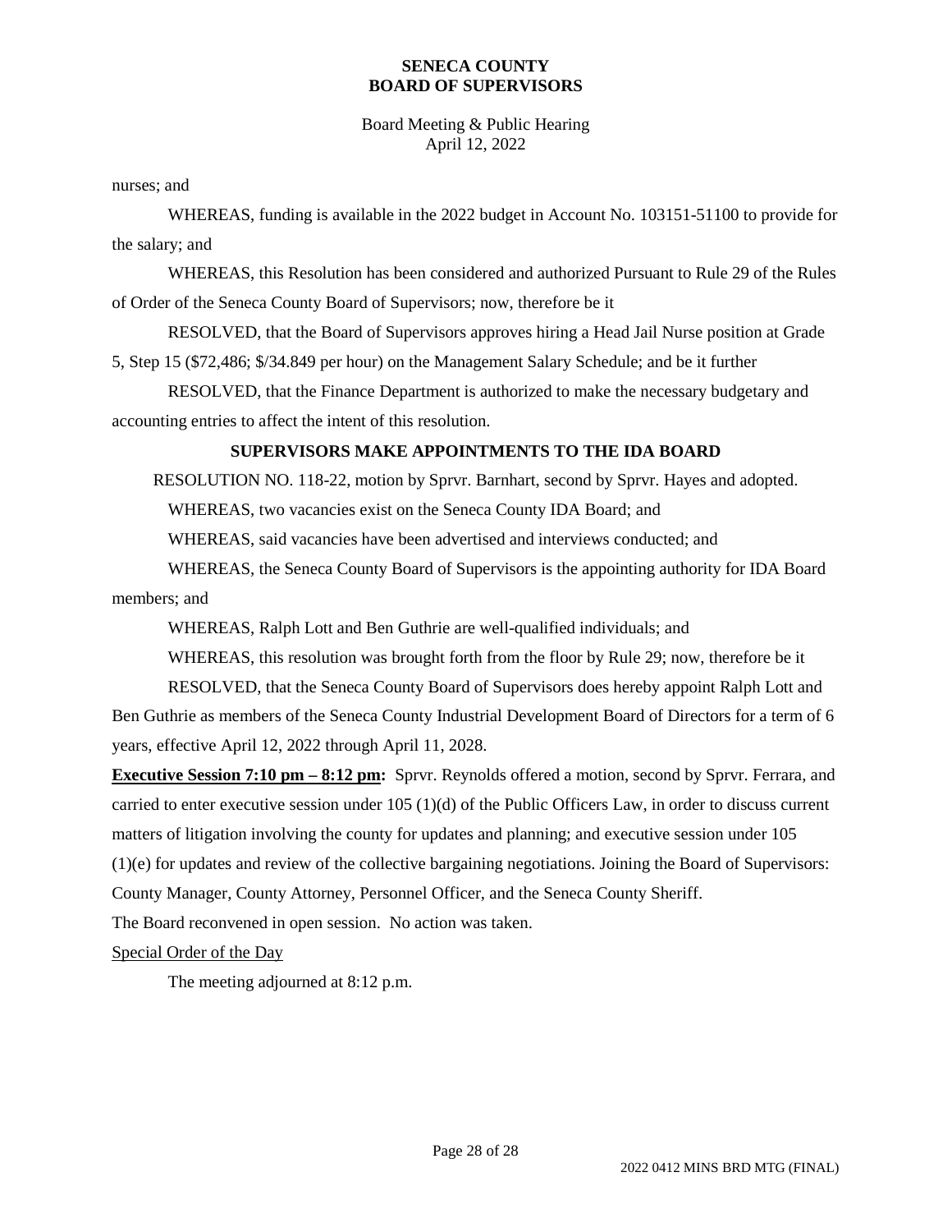nurses; and

WHEREAS, funding is available in the 2022 budget in Account No. 103151-51100 to provide for the salary; and

WHEREAS, this Resolution has been considered and authorized Pursuant to Rule 29 of the Rules of Order of the Seneca County Board of Supervisors; now, therefore be it

RESOLVED, that the Board of Supervisors approves hiring a Head Jail Nurse position at Grade 5, Step 15 ($72,486; $/34.849 per hour) on the Management Salary Schedule; and be it further

RESOLVED, that the Finance Department is authorized to make the necessary budgetary and accounting entries to affect the intent of this resolution.

### SUPERVISORS MAKE APPOINTMENTS TO THE IDA BOARD

RESOLUTION NO. 118-22, motion by Sprvr. Barnhart, second by Sprvr. Hayes and adopted.

WHEREAS, two vacancies exist on the Seneca County IDA Board; and

WHEREAS, said vacancies have been advertised and interviews conducted; and

WHEREAS, the Seneca County Board of Supervisors is the appointing authority for IDA Board members; and

WHEREAS, Ralph Lott and Ben Guthrie are well-qualified individuals; and

WHEREAS, this resolution was brought forth from the floor by Rule 29; now, therefore be it

RESOLVED, that the Seneca County Board of Supervisors does hereby appoint Ralph Lott and Ben Guthrie as members of the Seneca County Industrial Development Board of Directors for a term of 6 years, effective April 12, 2022 through April 11, 2028.

**Executive Session 7:10 pm – 8:12 pm:** Sprvr. Reynolds offered a motion, second by Sprvr. Ferrara, and carried to enter executive session under 105 (1)(d) of the Public Officers Law, in order to discuss current matters of litigation involving the county for updates and planning; and executive session under 105 (1)(e) for updates and review of the collective bargaining negotiations. Joining the Board of Supervisors: County Manager, County Attorney, Personnel Officer, and the Seneca County Sheriff.

The Board reconvened in open session. No action was taken.

Special Order of the Day

The meeting adjourned at 8:12 p.m.